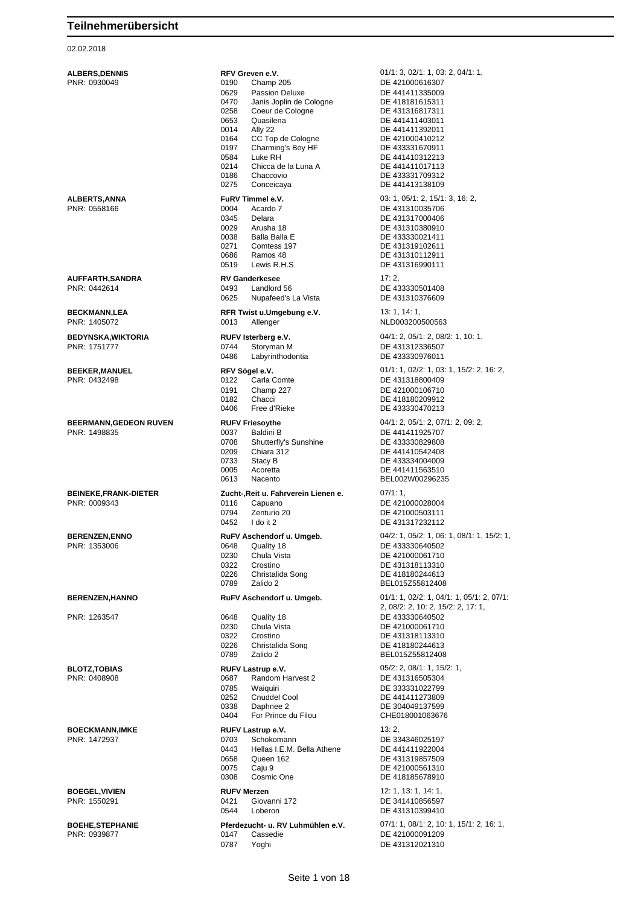# Teilnehmerübersicht

02.02.2018

**ALBERS,DENNIS**
PNR: 0930049

**RFV Greven e.V.**
01/1: 3, 02/1: 1, 03: 2, 04/1: 1,

| Nr. | Pferd | Lebensnr. |
|---|---|---|
| 0190 | Champ 205 | DE 421000616307 |
| 0629 | Passion Deluxe | DE 441411335009 |
| 0470 | Janis Joplin de Cologne | DE 418181615311 |
| 0258 | Coeur de Cologne | DE 431316817311 |
| 0653 | Quasilena | DE 441411403011 |
| 0014 | Ally 22 | DE 441411392011 |
| 0164 | CC Top de Cologne | DE 421000410212 |
| 0197 | Charming's Boy HF | DE 433331670911 |
| 0584 | Luke RH | DE 441410312213 |
| 0214 | Chicca de la Luna A | DE 441411017113 |
| 0186 | Chaccovio | DE 433331709312 |
| 0275 | Conceicaya | DE 441413138109 |

**ALBERTS,ANNA**
PNR: 0558166

**FuRV Timmel e.V.**
03: 1, 05/1: 2, 15/1: 3, 16: 2,

| Nr. | Pferd | Lebensnr. |
|---|---|---|
| 0004 | Acardo 7 | DE 431310035706 |
| 0345 | Delara | DE 431317000406 |
| 0029 | Arusha 18 | DE 431310380910 |
| 0038 | Balla Balla E | DE 433330021411 |
| 0271 | Comtess 197 | DE 431319102611 |
| 0686 | Ramos 48 | DE 431310112911 |
| 0519 | Lewis R.H.S | DE 431316990111 |

**AUFFARTH,SANDRA**
PNR: 0442614

**RV Ganderkesee**
17: 2,

| Nr. | Pferd | Lebensnr. |
|---|---|---|
| 0493 | Landlord 56 | DE 433330501408 |
| 0625 | Nupafeed's La Vista | DE 431310376609 |

**BECKMANN,LEA**
PNR: 1405072

**RFR Twist u.Umgebung e.V.**
13: 1, 14: 1,

| Nr. | Pferd | Lebensnr. |
|---|---|---|
| 0013 | Allenger | NLD003200500563 |

**BEDYNSKA,WIKTORIA**
PNR: 1751777

**RUFV Isterberg e.V.**
04/1: 2, 05/1: 2, 08/2: 1, 10: 1,

| Nr. | Pferd | Lebensnr. |
|---|---|---|
| 0744 | Storyman M | DE 431312336507 |
| 0486 | Labyrinthodontia | DE 433330976011 |

**BEEKER,MANUEL**
PNR: 0432498

**RFV Sögel e.V.**
01/1: 1, 02/2: 1, 03: 1, 15/2: 2, 16: 2,

| Nr. | Pferd | Lebensnr. |
|---|---|---|
| 0122 | Carla Comte | DE 431318800409 |
| 0191 | Champ 227 | DE 421000106710 |
| 0182 | Chacci | DE 418180209912 |
| 0406 | Free d'Rieke | DE 433330470213 |

**BEERMANN,GEDEON RUVEN**
PNR: 1498835

**RUFV Friesoythe**
04/1: 2, 05/1: 2, 07/1: 2, 09: 2,

| Nr. | Pferd | Lebensnr. |
|---|---|---|
| 0037 | Baldini B | DE 441411925707 |
| 0708 | Shutterfly's Sunshine | DE 433330829808 |
| 0209 | Chiara 312 | DE 441410542408 |
| 0733 | Stacy B | DE 433334004009 |
| 0005 | Acoretta | DE 441411563510 |
| 0613 | Nacento | BEL002W00296235 |

**BEINEKE,FRANK-DIETER**
PNR: 0009343

**Zucht-,Reit u. Fahrverein Lienen e.**
07/1: 1,

| Nr. | Pferd | Lebensnr. |
|---|---|---|
| 0116 | Capuano | DE 421000028004 |
| 0794 | Zenturio 20 | DE 421000503111 |
| 0452 | I do it 2 | DE 431317232112 |

**BERENZEN,ENNO**
PNR: 1353006

**RuFV Aschendorf u. Umgeb.**
04/2: 1, 05/2: 1, 06: 1, 08/1: 1, 15/2: 1,

| Nr. | Pferd | Lebensnr. |
|---|---|---|
| 0648 | Quality 18 | DE 433330640502 |
| 0230 | Chula Vista | DE 421000061710 |
| 0322 | Crostino | DE 431318113310 |
| 0226 | Christalida Song | DE 418180244613 |
| 0789 | Zalido 2 | BEL015Z55812408 |

**BERENZEN,HANNO**
PNR: 1263547

**RuFV Aschendorf u. Umgeb.**
01/1: 1, 02/2: 1, 04/1: 1, 05/1: 2, 07/1: 2, 08/2: 2, 10: 2, 15/2: 2, 17: 1,

| Nr. | Pferd | Lebensnr. |
|---|---|---|
| 0648 | Quality 18 | DE 433330640502 |
| 0230 | Chula Vista | DE 421000061710 |
| 0322 | Crostino | DE 431318113310 |
| 0226 | Christalida Song | DE 418180244613 |
| 0789 | Zalido 2 | BEL015Z55812408 |

**BLOTZ,TOBIAS**
PNR: 0408908

**RUFV Lastrup e.V.**
05/2: 2, 08/1: 1, 15/2: 1,

| Nr. | Pferd | Lebensnr. |
|---|---|---|
| 0687 | Random Harvest 2 | DE 431316505304 |
| 0785 | Waiquiri | DE 333331022799 |
| 0252 | Cnuddel Cool | DE 441411273809 |
| 0338 | Daphnee 2 | DE 304049137599 |
| 0404 | For Prince du Filou | CHE018001063676 |

**BOECKMANN,IMKE**
PNR: 1472937

**RUFV Lastrup e.V.**
13: 2,

| Nr. | Pferd | Lebensnr. |
|---|---|---|
| 0703 | Schokomann | DE 334346025197 |
| 0443 | Hellas I.E.M. Bella Athene | DE 441411922004 |
| 0658 | Queen 162 | DE 431319857509 |
| 0075 | Caju 9 | DE 421000561310 |
| 0308 | Cosmic One | DE 418185678910 |

**BOEGEL,VIVIEN**
PNR: 1550291

**RUFV Merzen**
12: 1, 13: 1, 14: 1,

| Nr. | Pferd | Lebensnr. |
|---|---|---|
| 0421 | Giovanni 172 | DE 341410856597 |
| 0544 | Loberon | DE 431310399410 |

**BOEHE,STEPHANIE**
PNR: 0939877

**Pferdezucht- u. RV Luhmühlen e.V.**
07/1: 1, 08/1: 2, 10: 1, 15/1: 2, 16: 1,

| Nr. | Pferd | Lebensnr. |
|---|---|---|
| 0147 | Cassedie | DE 421000091209 |
| 0787 | Yoghi | DE 431312021310 |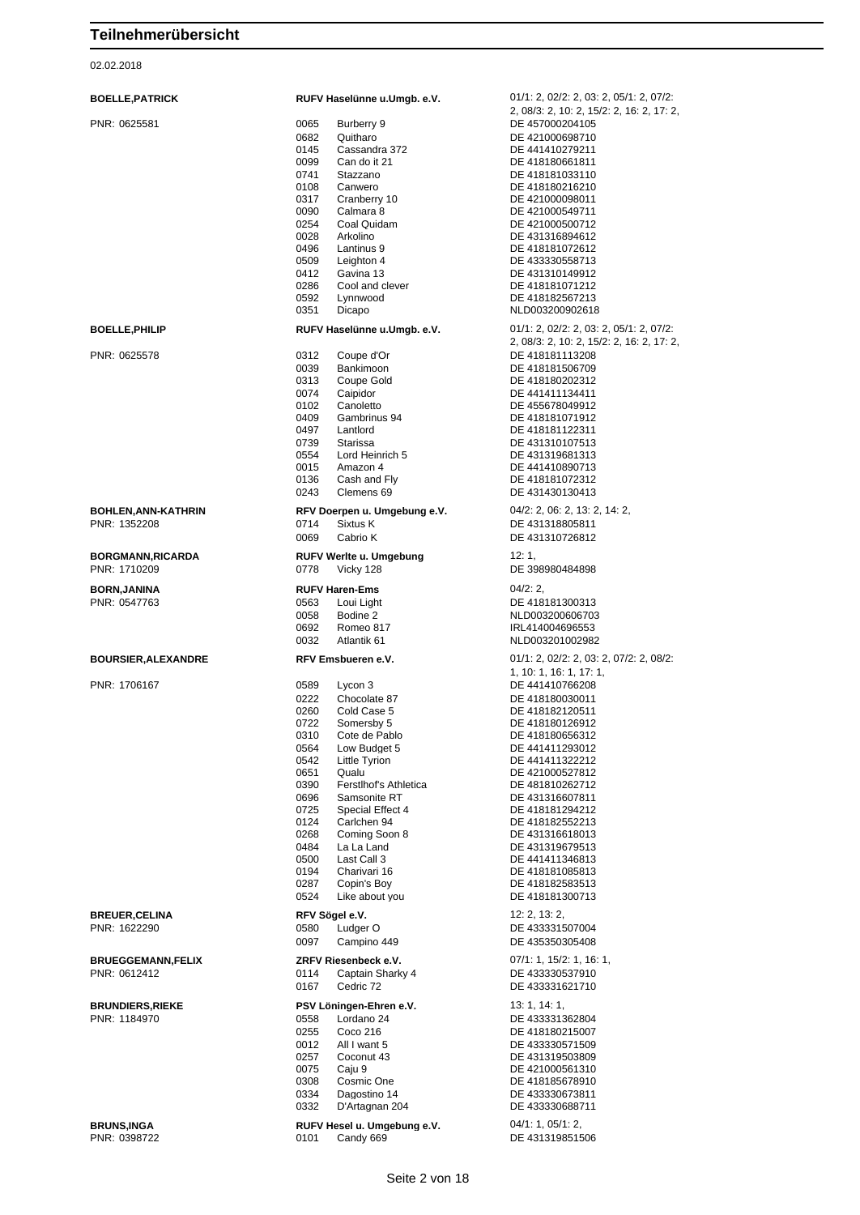# Teilnehmerübersicht

02.02.2018

**BOELLE,PATRICK** — **RUFV Haselünne u.Umgb. e.V.** — 01/1: 2, 02/2: 2, 03: 2, 05/1: 2, 07/2: 2, 08/3: 2, 10: 2, 15/2: 2, 16: 2, 17: 2,

PNR: 0625581

| Nr. | Pferd | Reg.-Nr. |
|---|---|---|
| 0065 | Burberry 9 | DE 457000204105 |
| 0682 | Quitharo | DE 421000698710 |
| 0145 | Cassandra 372 | DE 441410279211 |
| 0099 | Can do it 21 | DE 418180661811 |
| 0741 | Stazzano | DE 418181033110 |
| 0108 | Canwero | DE 418180216210 |
| 0317 | Cranberry 10 | DE 421000098011 |
| 0090 | Calmara 8 | DE 421000549711 |
| 0254 | Coal Quidam | DE 421000500712 |
| 0028 | Arkolino | DE 431316894612 |
| 0496 | Lantinus 9 | DE 418181072612 |
| 0509 | Leighton 4 | DE 433330558713 |
| 0412 | Gavina 13 | DE 431310149912 |
| 0286 | Cool and clever | DE 418181071212 |
| 0592 | Lynnwood | DE 418182567213 |
| 0351 | Dicapo | NLD003200902618 |

**BOELLE,PHILIP** — **RUFV Haselünne u.Umgb. e.V.** — 01/1: 2, 02/2: 2, 03: 2, 05/1: 2, 07/2: 2, 08/3: 2, 10: 2, 15/2: 2, 16: 2, 17: 2,

PNR: 0625578

| Nr. | Pferd | Reg.-Nr. |
|---|---|---|
| 0312 | Coupe d'Or | DE 418181113208 |
| 0039 | Bankimoon | DE 418181506709 |
| 0313 | Coupe Gold | DE 418180202312 |
| 0074 | Caipidor | DE 441411134411 |
| 0102 | Canoletto | DE 455678049912 |
| 0409 | Gambrinus 94 | DE 418181071912 |
| 0497 | Lantlord | DE 418181122311 |
| 0739 | Starissa | DE 431310107513 |
| 0554 | Lord Heinrich 5 | DE 431319681313 |
| 0015 | Amazon 4 | DE 441410890713 |
| 0136 | Cash and Fly | DE 418181072312 |
| 0243 | Clemens 69 | DE 431430130413 |

**BOHLEN,ANN-KATHRIN** — **RFV Doerpen u. Umgebung e.V.** — 04/2: 2, 06: 2, 13: 2, 14: 2,

PNR: 1352208

| Nr. | Pferd | Reg.-Nr. |
|---|---|---|
| 0714 | Sixtus K | DE 431318805811 |
| 0069 | Cabrio K | DE 431310726812 |

**BORGMANN,RICARDA** — **RUFV Werlte u. Umgebung** — 12: 1,

PNR: 1710209

| Nr. | Pferd | Reg.-Nr. |
|---|---|---|
| 0778 | Vicky 128 | DE 398980484898 |

**BORN,JANINA** — **RUFV Haren-Ems** — 04/2: 2,

PNR: 0547763

| Nr. | Pferd | Reg.-Nr. |
|---|---|---|
| 0563 | Loui Light | DE 418181300313 |
| 0058 | Bodine 2 | NLD003200606703 |
| 0692 | Romeo 817 | IRL414004696553 |
| 0032 | Atlantik 61 | NLD003201002982 |

**BOURSIER,ALEXANDRE** — **RFV Emsbueren e.V.** — 01/1: 2, 02/2: 2, 03: 2, 07/2: 2, 08/2: 1, 10: 1, 16: 1, 17: 1,

PNR: 1706167

| Nr. | Pferd | Reg.-Nr. |
|---|---|---|
| 0589 | Lycon 3 | DE 441410766208 |
| 0222 | Chocolate 87 | DE 418180030011 |
| 0260 | Cold Case 5 | DE 418182120511 |
| 0722 | Somersby 5 | DE 418180126912 |
| 0310 | Cote de Pablo | DE 418180656312 |
| 0564 | Low Budget 5 | DE 441411293012 |
| 0542 | Little Tyrion | DE 441411322212 |
| 0651 | Qualu | DE 421000527812 |
| 0390 | Ferstlhof's Athletica | DE 481810262712 |
| 0696 | Samsonite RT | DE 431316607811 |
| 0725 | Special Effect 4 | DE 418181294212 |
| 0124 | Carlchen 94 | DE 418182552213 |
| 0268 | Coming Soon 8 | DE 431316618013 |
| 0484 | La La Land | DE 431319679513 |
| 0500 | Last Call 3 | DE 441411346813 |
| 0194 | Charivari 16 | DE 418181085813 |
| 0287 | Copin's Boy | DE 418182583513 |
| 0524 | Like about you | DE 418181300713 |

**BREUER,CELINA** — **RFV Sögel e.V.** — 12: 2, 13: 2,

PNR: 1622290

| Nr. | Pferd | Reg.-Nr. |
|---|---|---|
| 0580 | Ludger O | DE 433331507004 |
| 0097 | Campino 449 | DE 435350305408 |

**BRUEGGEMANN,FELIX** — **ZRFV Riesenbeck e.V.** — 07/1: 1, 15/2: 1, 16: 1,

PNR: 0612412

| Nr. | Pferd | Reg.-Nr. |
|---|---|---|
| 0114 | Captain Sharky 4 | DE 433330537910 |
| 0167 | Cedric 72 | DE 433331621710 |

**BRUNDIERS,RIEKE** — **PSV Löningen-Ehren e.V.** — 13: 1, 14: 1,

PNR: 1184970

| Nr. | Pferd | Reg.-Nr. |
|---|---|---|
| 0558 | Lordano 24 | DE 433331362804 |
| 0255 | Coco 216 | DE 418180215007 |
| 0012 | All I want 5 | DE 433330571509 |
| 0257 | Coconut 43 | DE 431319503809 |
| 0075 | Caju 9 | DE 421000561310 |
| 0308 | Cosmic One | DE 418185678910 |
| 0334 | Dagostino 14 | DE 433330673811 |
| 0332 | D'Artagnan 204 | DE 433330688711 |

**BRUNS,INGA** — **RUFV Hesel u. Umgebung e.V.** — 04/1: 1, 05/1: 2,

PNR: 0398722

| Nr. | Pferd | Reg.-Nr. |
|---|---|---|
| 0101 | Candy 669 | DE 431319851506 |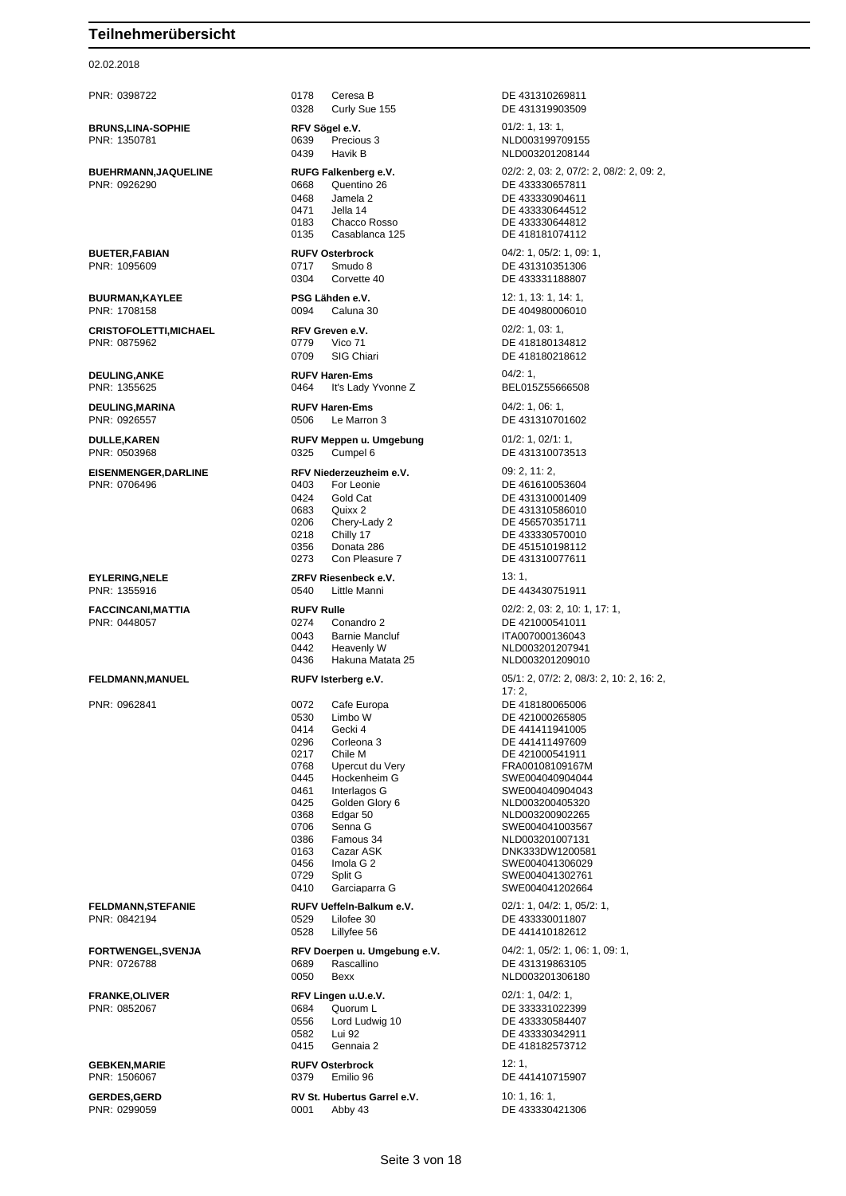# Teilnehmerübersicht

02.02.2018

| Teilnehmer | Verein / Pferd | Prüfungen / Lebensnr. |
|---|---|---|
| PNR: 0398722 | 0178 Ceresa B | DE 431310269811 |
| | 0328 Curly Sue 155 | DE 431319903509 |
| **BRUNS,LINA-SOPHIE** | **RFV Sögel e.V.** | 01/2: 1, 13: 1, |
| PNR: 1350781 | 0639 Precious 3 | NLD003199709155 |
| | 0439 Havik B | NLD003201208144 |
| **BUEHRMANN,JAQUELINE** | **RUFG Falkenberg e.V.** | 02/2: 2, 03: 2, 07/2: 2, 08/2: 2, 09: 2, |
| PNR: 0926290 | 0668 Quentino 26 | DE 433330657811 |
| | 0468 Jamela 2 | DE 433330904611 |
| | 0471 Jella 14 | DE 433330644512 |
| | 0183 Chacco Rosso | DE 433330644812 |
| | 0135 Casablanca 125 | DE 418181074112 |
| **BUETER,FABIAN** | **RUFV Osterbrock** | 04/2: 1, 05/2: 1, 09: 1, |
| PNR: 1095609 | 0717 Smudo 8 | DE 431310351306 |
| | 0304 Corvette 40 | DE 433331188807 |
| **BUURMAN,KAYLEE** | **PSG Lähden e.V.** | 12: 1, 13: 1, 14: 1, |
| PNR: 1708158 | 0094 Caluna 30 | DE 404980006010 |
| **CRISTOFOLETTI,MICHAEL** | **RFV Greven e.V.** | 02/2: 1, 03: 1, |
| PNR: 0875962 | 0779 Vico 71 | DE 418180134812 |
| | 0709 SIG Chiari | DE 418180218612 |
| **DEULING,ANKE** | **RUFV Haren-Ems** | 04/2: 1, |
| PNR: 1355625 | 0464 It's Lady Yvonne Z | BEL015Z55666508 |
| **DEULING,MARINA** | **RUFV Haren-Ems** | 04/2: 1, 06: 1, |
| PNR: 0926557 | 0506 Le Marron 3 | DE 431310701602 |
| **DULLE,KAREN** | **RUFV Meppen u. Umgebung** | 01/2: 1, 02/1: 1, |
| PNR: 0503968 | 0325 Cumpel 6 | DE 431310073513 |
| **EISENMENGER,DARLINE** | **RFV Niederzeuzheim e.V.** | 09: 2, 11: 2, |
| PNR: 0706496 | 0403 For Leonie | DE 461610053604 |
| | 0424 Gold Cat | DE 431310001409 |
| | 0683 Quixx 2 | DE 431310586010 |
| | 0206 Chery-Lady 2 | DE 456570351711 |
| | 0218 Chilly 17 | DE 433330570010 |
| | 0356 Donata 286 | DE 451510198112 |
| | 0273 Con Pleasure 7 | DE 431310077611 |
| **EYLERING,NELE** | **ZRFV Riesenbeck e.V.** | 13: 1, |
| PNR: 1355916 | 0540 Little Manni | DE 443430751911 |
| **FACCINCANI,MATTIA** | **RUFV Rulle** | 02/2: 2, 03: 2, 10: 1, 17: 1, |
| PNR: 0448057 | 0274 Conandro 2 | DE 421000541011 |
| | 0043 Barnie Mancluf | ITA007000136043 |
| | 0442 Heavenly W | NLD003201207941 |
| | 0436 Hakuna Matata 25 | NLD003201209010 |
| **FELDMANN,MANUEL** | **RUFV Isterberg e.V.** | 05/1: 2, 07/2: 2, 08/3: 2, 10: 2, 16: 2, 17: 2, |
| PNR: 0962841 | 0072 Cafe Europa | DE 418180065006 |
| | 0530 Limbo W | DE 421000265805 |
| | 0414 Gecki 4 | DE 441411941005 |
| | 0296 Corleona 3 | DE 441411497609 |
| | 0217 Chile M | DE 421000541911 |
| | 0768 Upercut du Very | FRA00108109167M |
| | 0445 Hockenheim G | SWE004040904044 |
| | 0461 Interlagos G | SWE004040904043 |
| | 0425 Golden Glory 6 | NLD003200405320 |
| | 0368 Edgar 50 | NLD003200902265 |
| | 0706 Senna G | SWE004041003567 |
| | 0386 Famous 34 | NLD003201007131 |
| | 0163 Cazar ASK | DNK333DW1200581 |
| | 0456 Imola G 2 | SWE004041306029 |
| | 0729 Split G | SWE004041302761 |
| | 0410 Garciaparra G | SWE004041202664 |
| **FELDMANN,STEFANIE** | **RUFV Ueffeln-Balkum e.V.** | 02/1: 1, 04/2: 1, 05/2: 1, |
| PNR: 0842194 | 0529 Lilofee 30 | DE 433330011807 |
| | 0528 Lillyfee 56 | DE 441410182612 |
| **FORTWENGEL,SVENJA** | **RFV Doerpen u. Umgebung e.V.** | 04/2: 1, 05/2: 1, 06: 1, 09: 1, |
| PNR: 0726788 | 0689 Rascallino | DE 431319863105 |
| | 0050 Bexx | NLD003201306180 |
| **FRANKE,OLIVER** | **RFV Lingen u.U.e.V.** | 02/1: 1, 04/2: 1, |
| PNR: 0852067 | 0684 Quorum L | DE 333331022399 |
| | 0556 Lord Ludwig 10 | DE 433330584407 |
| | 0582 Lui 92 | DE 433330342911 |
| | 0415 Gennaia 2 | DE 418182573712 |
| **GEBKEN,MARIE** | **RUFV Osterbrock** | 12: 1, |
| PNR: 1506067 | 0379 Emilio 96 | DE 441410715907 |
| **GERDES,GERD** | **RV St. Hubertus Garrel e.V.** | 10: 1, 16: 1, |
| PNR: 0299059 | 0001 Abby 43 | DE 433330421306 |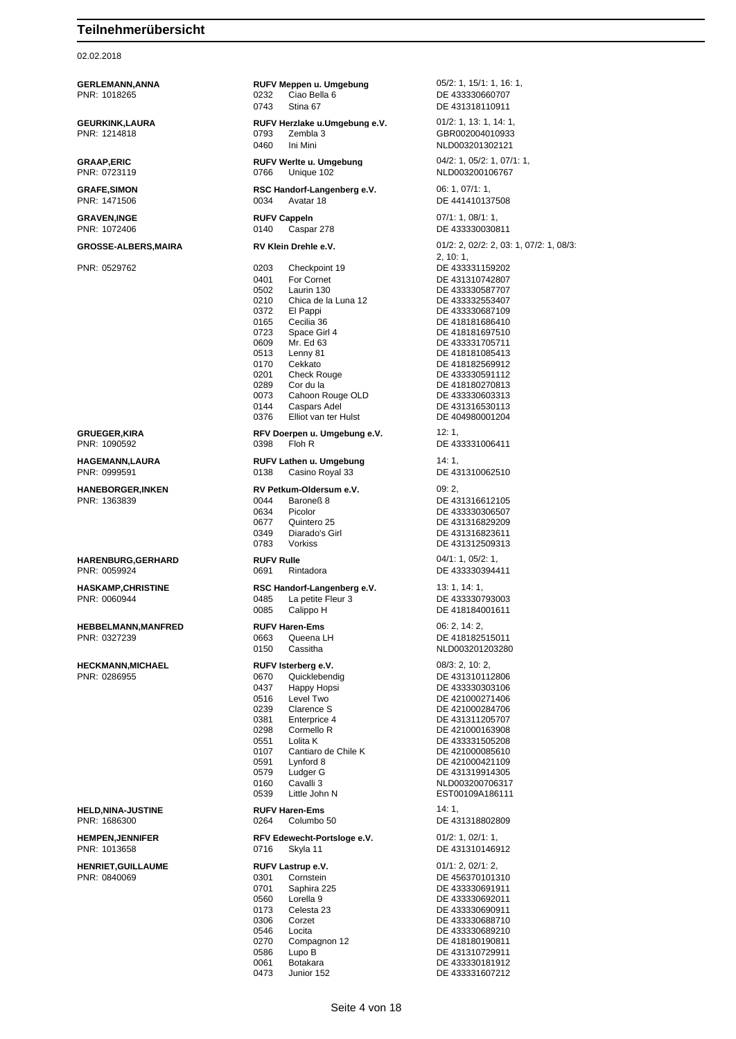# Teilnehmerübersicht

02.02.2018

| Teilnehmer | Verein / Nr. | Pferd | Prüfungen / Lebensnr. |
|---|---|---|---|
| **GERLEMANN,ANNA** | **RUFV Meppen u. Umgebung** | | 05/2: 1, 15/1: 1, 16: 1, |
| PNR: 1018265 | 0232 | Ciao Bella 6 | DE 433330660707 |
| | 0743 | Stina 67 | DE 431318110911 |
| **GEURKINK,LAURA** | **RUFV Herzlake u.Umgebung e.V.** | | 01/2: 1, 13: 1, 14: 1, |
| PNR: 1214818 | 0793 | Zembla 3 | GBR002004010933 |
| | 0460 | Ini Mini | NLD003201302121 |
| **GRAAP,ERIC** | **RUFV Werlte u. Umgebung** | | 04/2: 1, 05/2: 1, 07/1: 1, |
| PNR: 0723119 | 0766 | Unique 102 | NLD003200106767 |
| **GRAFE,SIMON** | **RSC Handorf-Langenberg e.V.** | | 06: 1, 07/1: 1, |
| PNR: 1471506 | 0034 | Avatar 18 | DE 441410137508 |
| **GRAVEN,INGE** | **RUFV Cappeln** | | 07/1: 1, 08/1: 1, |
| PNR: 1072406 | 0140 | Caspar 278 | DE 433330030811 |
| **GROSSE-ALBERS,MAIRA** | **RV Klein Drehle e.V.** | | 01/2: 2, 02/2: 2, 03: 1, 07/2: 1, 08/3: 2, 10: 1, |
| PNR: 0529762 | 0203 | Checkpoint 19 | DE 433331159202 |
| | 0401 | For Cornet | DE 431310742807 |
| | 0502 | Laurin 130 | DE 433330587707 |
| | 0210 | Chica de la Luna 12 | DE 433332553407 |
| | 0372 | El Pappi | DE 433330687109 |
| | 0165 | Cecilia 36 | DE 418181686410 |
| | 0723 | Space Girl 4 | DE 418181697510 |
| | 0609 | Mr. Ed 63 | DE 433331705711 |
| | 0513 | Lenny 81 | DE 418181085413 |
| | 0170 | Cekkato | DE 418182569912 |
| | 0201 | Check Rouge | DE 433330591112 |
| | 0289 | Cor du la | DE 418180270813 |
| | 0073 | Cahoon Rouge OLD | DE 433330603313 |
| | 0144 | Caspars Adel | DE 431316530113 |
| | 0376 | Elliot van ter Hulst | DE 404980001204 |
| **GRUEGER,KIRA** | **RFV Doerpen u. Umgebung e.V.** | | 12: 1, |
| PNR: 1090592 | 0398 | Floh R | DE 433331006411 |
| **HAGEMANN,LAURA** | **RUFV Lathen u. Umgebung** | | 14: 1, |
| PNR: 0999591 | 0138 | Casino Royal 33 | DE 431310062510 |
| **HANEBORGER,INKEN** | **RV Petkum-Oldersum e.V.** | | 09: 2, |
| PNR: 1363839 | 0044 | Baroneß 8 | DE 431316612105 |
| | 0634 | Picolor | DE 433330306507 |
| | 0677 | Quintero 25 | DE 431316829209 |
| | 0349 | Diarado's Girl | DE 431316823611 |
| | 0783 | Vorkiss | DE 431312509313 |
| **HARENBURG,GERHARD** | **RUFV Rulle** | | 04/1: 1, 05/2: 1, |
| PNR: 0059924 | 0691 | Rintadora | DE 433330394411 |
| **HASKAMP,CHRISTINE** | **RSC Handorf-Langenberg e.V.** | | 13: 1, 14: 1, |
| PNR: 0060944 | 0485 | La petite Fleur 3 | DE 433330793003 |
| | 0085 | Calippo H | DE 418184001611 |
| **HEBBELMANN,MANFRED** | **RUFV Haren-Ems** | | 06: 2, 14: 2, |
| PNR: 0327239 | 0663 | Queena LH | DE 418182515011 |
| | 0150 | Cassitha | NLD003201203280 |
| **HECKMANN,MICHAEL** | **RUFV Isterberg e.V.** | | 08/3: 2, 10: 2, |
| PNR: 0286955 | 0670 | Quicklebendig | DE 431310112806 |
| | 0437 | Happy Hopsi | DE 433330303106 |
| | 0516 | Level Two | DE 421000271406 |
| | 0239 | Clarence S | DE 421000284706 |
| | 0381 | Enterprice 4 | DE 431311205707 |
| | 0298 | Cormello R | DE 421000163908 |
| | 0551 | Lolita K | DE 433331505208 |
| | 0107 | Cantiaro de Chile K | DE 421000085610 |
| | 0591 | Lynford 8 | DE 421000421109 |
| | 0579 | Ludger G | DE 431319914305 |
| | 0160 | Cavalli 3 | NLD003200706317 |
| | 0539 | Little John N | EST00109A186111 |
| **HELD,NINA-JUSTINE** | **RUFV Haren-Ems** | | 14: 1, |
| PNR: 1686300 | 0264 | Columbo 50 | DE 431318802809 |
| **HEMPEN,JENNIFER** | **RFV Edewecht-Portsloge e.V.** | | 01/2: 1, 02/1: 1, |
| PNR: 1013658 | 0716 | Skyla 11 | DE 431310146912 |
| **HENRIET,GUILLAUME** | **RUFV Lastrup e.V.** | | 01/1: 2, 02/1: 2, |
| PNR: 0840069 | 0301 | Cornstein | DE 456370101310 |
| | 0701 | Saphira 225 | DE 433330691911 |
| | 0560 | Lorella 9 | DE 433330692011 |
| | 0173 | Celesta 23 | DE 433330690911 |
| | 0306 | Corzet | DE 433330688710 |
| | 0546 | Locita | DE 433330689210 |
| | 0270 | Compagnon 12 | DE 418180190811 |
| | 0586 | Lupo B | DE 431310729911 |
| | 0061 | Botakara | DE 433330181912 |
| | 0473 | Junior 152 | DE 433331607212 |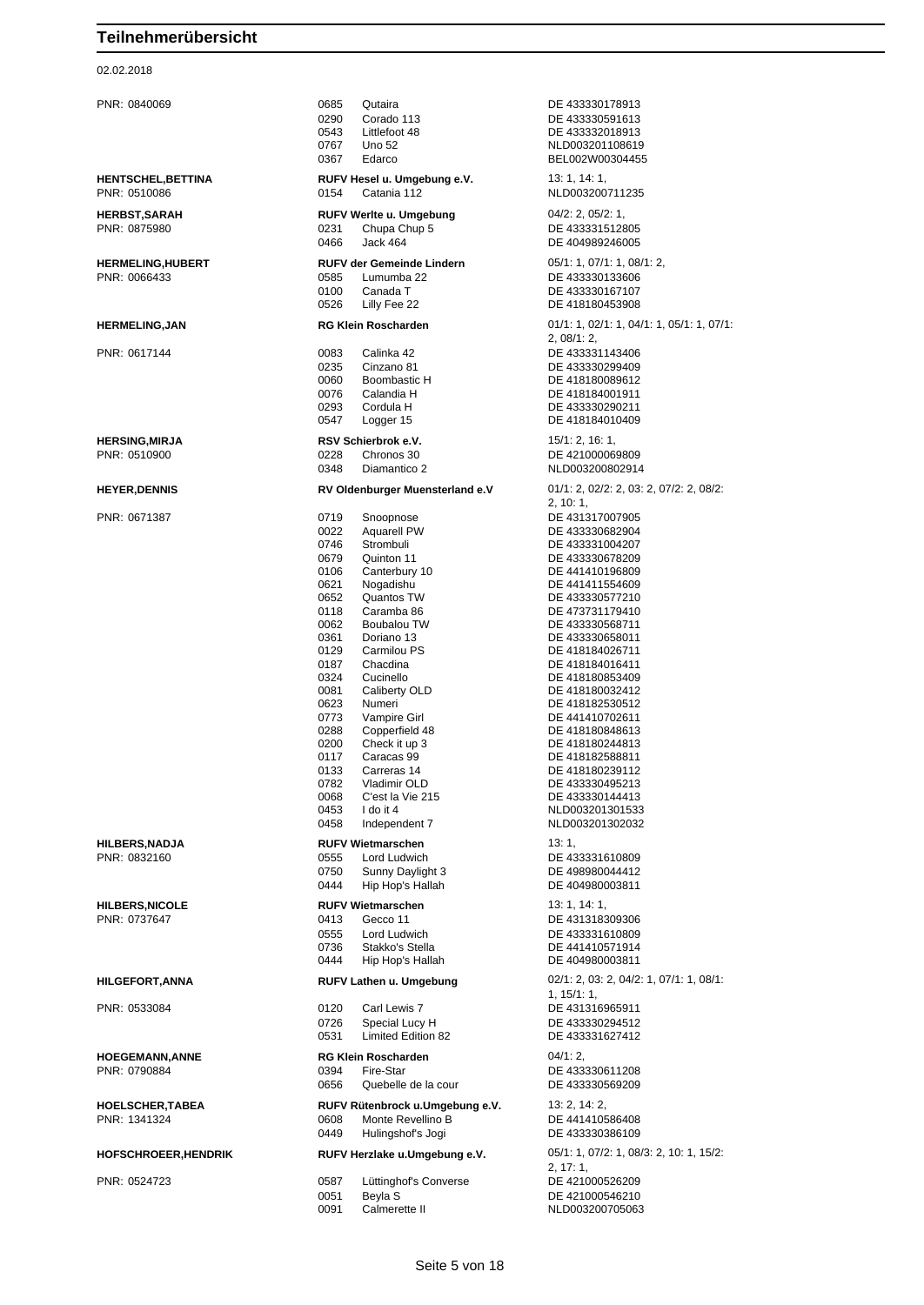# Teilnehmerübersicht

02.02.2018

| Teilnehmer | Verein / Nr. | Pferd / Verein | Prüfungen / Lebensnummer |
|---|---|---|---|
| PNR: 0840069 | 0685 | Qutaira | DE 433330178913 |
| | 0290 | Corado 113 | DE 433330591613 |
| | 0543 | Littlefoot 48 | DE 433332018913 |
| | 0767 | Uno 52 | NLD003201108619 |
| | 0367 | Edarco | BEL002W00304455 |
| **HENTSCHEL,BETTINA** | | **RUFV Hesel u. Umgebung e.V.** | 13: 1, 14: 1, |
| PNR: 0510086 | 0154 | Catania 112 | NLD003200711235 |
| **HERBST,SARAH** | | **RUFV Werlte u. Umgebung** | 04/2: 2, 05/2: 1, |
| PNR: 0875980 | 0231 | Chupa Chup 5 | DE 433331512805 |
| | 0466 | Jack 464 | DE 404989246005 |
| **HERMELING,HUBERT** | | **RUFV der Gemeinde Lindern** | 05/1: 1, 07/1: 1, 08/1: 2, |
| PNR: 0066433 | 0585 | Lumumba 22 | DE 433330133606 |
| | 0100 | Canada T | DE 433330167107 |
| | 0526 | Lilly Fee 22 | DE 418180453908 |
| **HERMELING,JAN** | | **RG Klein Roscharden** | 01/1: 1, 02/1: 1, 04/1: 1, 05/1: 1, 07/1: 2, 08/1: 2, |
| PNR: 0617144 | 0083 | Calinka 42 | DE 433331143406 |
| | 0235 | Cinzano 81 | DE 433330299409 |
| | 0060 | Boombastic H | DE 418180089612 |
| | 0076 | Calandia H | DE 418184001911 |
| | 0293 | Cordula H | DE 433330290211 |
| | 0547 | Logger 15 | DE 418184010409 |
| **HERSING,MIRJA** | | **RSV Schierbrok e.V.** | 15/1: 2, 16: 1, |
| PNR: 0510900 | 0228 | Chronos 30 | DE 421000069809 |
| | 0348 | Diamantico 2 | NLD003200802914 |
| **HEYER,DENNIS** | | **RV Oldenburger Muensterland e.V** | 01/1: 2, 02/2: 2, 03: 2, 07/2: 2, 08/2: 2, 10: 1, |
| PNR: 0671387 | 0719 | Snoopnose | DE 431317007905 |
| | 0022 | Aquarell PW | DE 433330682904 |
| | 0746 | Strombuli | DE 433331004207 |
| | 0679 | Quinton 11 | DE 433330678209 |
| | 0106 | Canterbury 10 | DE 441410196809 |
| | 0621 | Nogadishu | DE 441411554609 |
| | 0652 | Quantos TW | DE 433330577210 |
| | 0118 | Caramba 86 | DE 473731179410 |
| | 0062 | Boubalou TW | DE 433330568711 |
| | 0361 | Doriano 13 | DE 433330658011 |
| | 0129 | Carmilou PS | DE 418184026711 |
| | 0187 | Chacdina | DE 418184016411 |
| | 0324 | Cucinello | DE 418180853409 |
| | 0081 | Caliberty OLD | DE 418180032412 |
| | 0623 | Numeri | DE 418182530512 |
| | 0773 | Vampire Girl | DE 441410702611 |
| | 0288 | Copperfield 48 | DE 418180848613 |
| | 0200 | Check it up 3 | DE 418180244813 |
| | 0117 | Caracas 99 | DE 418182588811 |
| | 0133 | Carreras 14 | DE 418180239112 |
| | 0782 | Vladimir OLD | DE 433330495213 |
| | 0068 | C'est la Vie 215 | DE 433330144413 |
| | 0453 | I do it 4 | NLD003201301533 |
| | 0458 | Independent 7 | NLD003201302032 |
| **HILBERS,NADJA** | | **RUFV Wietmarschen** | 13: 1, |
| PNR: 0832160 | 0555 | Lord Ludwich | DE 433331610809 |
| | 0750 | Sunny Daylight 3 | DE 498980044412 |
| | 0444 | Hip Hop's Hallah | DE 404980003811 |
| **HILBERS,NICOLE** | | **RUFV Wietmarschen** | 13: 1, 14: 1, |
| PNR: 0737647 | 0413 | Gecco 11 | DE 431318309306 |
| | 0555 | Lord Ludwich | DE 433331610809 |
| | 0736 | Stakko's Stella | DE 441410571914 |
| | 0444 | Hip Hop's Hallah | DE 404980003811 |
| **HILGEFORT,ANNA** | | **RUFV Lathen u. Umgebung** | 02/1: 2, 03: 2, 04/2: 1, 07/1: 1, 08/1: 1, 15/1: 1, |
| PNR: 0533084 | 0120 | Carl Lewis 7 | DE 431316965911 |
| | 0726 | Special Lucy H | DE 433330294512 |
| | 0531 | Limited Edition 82 | DE 433331627412 |
| **HOEGEMANN,ANNE** | | **RG Klein Roscharden** | 04/1: 2, |
| PNR: 0790884 | 0394 | Fire-Star | DE 433330611208 |
| | 0656 | Quebelle de la cour | DE 433330569209 |
| **HOELSCHER,TABEA** | | **RUFV Rütenbrock u.Umgebung e.V.** | 13: 2, 14: 2, |
| PNR: 1341324 | 0608 | Monte Revellino B | DE 441410586408 |
| | 0449 | Hulingshof's Jogi | DE 433330386109 |
| **HOFSCHROEER,HENDRIK** | | **RUFV Herzlake u.Umgebung e.V.** | 05/1: 1, 07/2: 1, 08/3: 2, 10: 1, 15/2: 2, 17: 1, |
| PNR: 0524723 | 0587 | Lüttinghof's Converse | DE 421000526209 |
| | 0051 | Beyla S | DE 421000546210 |
| | 0091 | Calmerette II | NLD003200705063 |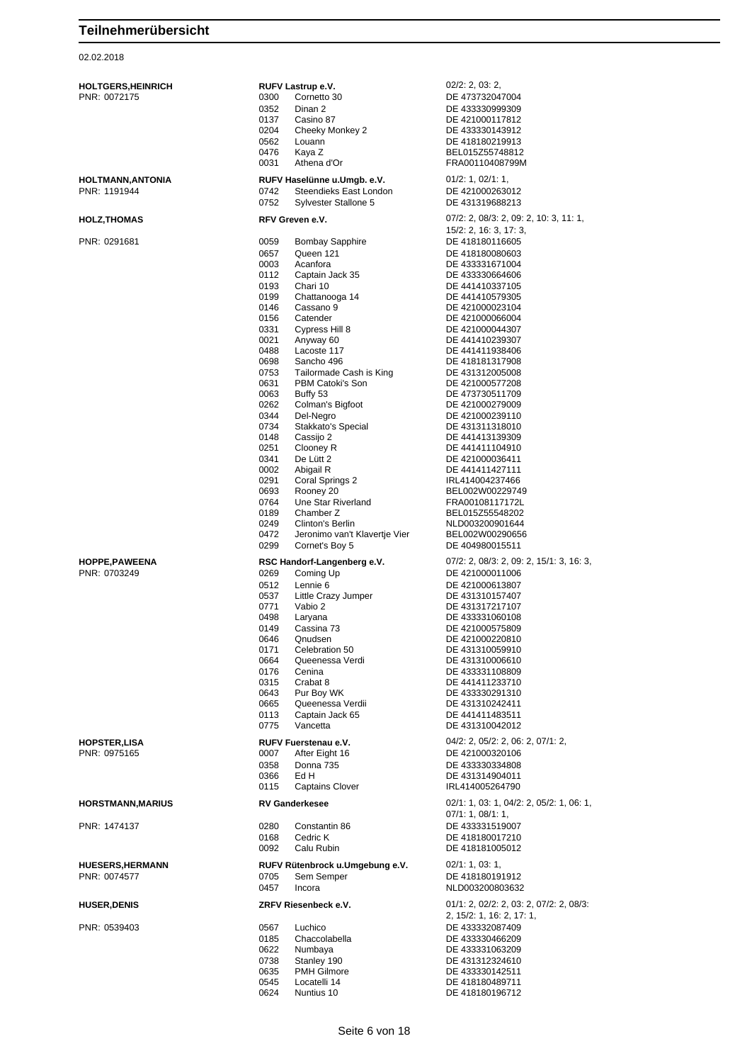# Teilnehmerübersicht

02.02.2018

**HOLTGERS,HEINRICH**
PNR: 0072175

**RUFV Lastrup e.V.** — 02/2: 2, 03: 2,

| Nr. | Pferd | Lebensnummer |
|---|---|---|
| 0300 | Cornetto 30 | DE 473732047004 |
| 0352 | Dinan 2 | DE 433330999309 |
| 0137 | Casino 87 | DE 421000117812 |
| 0204 | Cheeky Monkey 2 | DE 433330143912 |
| 0562 | Louann | DE 418180219913 |
| 0476 | Kaya Z | BEL015Z55748812 |
| 0031 | Athena d'Or | FRA00110408799M |

**HOLTMANN,ANTONIA**
PNR: 1191944

**RUFV Haselünne u.Umgb. e.V.** — 01/2: 1, 02/1: 1,

| Nr. | Pferd | Lebensnummer |
|---|---|---|
| 0742 | Steendieks East London | DE 421000263012 |
| 0752 | Sylvester Stallone 5 | DE 431319688213 |

**HOLZ,THOMAS**
PNR: 0291681

**RFV Greven e.V.** — 07/2: 2, 08/3: 2, 09: 2, 10: 3, 11: 1, 15/2: 2, 16: 3, 17: 3,

| Nr. | Pferd | Lebensnummer |
|---|---|---|
| 0059 | Bombay Sapphire | DE 418180116605 |
| 0657 | Queen 121 | DE 418180080603 |
| 0003 | Acanfora | DE 433331671004 |
| 0112 | Captain Jack 35 | DE 433330664606 |
| 0193 | Chari 10 | DE 441410337105 |
| 0199 | Chattanooga 14 | DE 441410579305 |
| 0146 | Cassano 9 | DE 421000023104 |
| 0156 | Catender | DE 421000066004 |
| 0331 | Cypress Hill 8 | DE 421000044307 |
| 0021 | Anyway 60 | DE 441410239307 |
| 0488 | Lacoste 117 | DE 441411938406 |
| 0698 | Sancho 496 | DE 418181317908 |
| 0753 | Tailormade Cash is King | DE 431312005008 |
| 0631 | PBM Catoki's Son | DE 421000577208 |
| 0063 | Buffy 53 | DE 473730511709 |
| 0262 | Colman's Bigfoot | DE 421000279009 |
| 0344 | Del-Negro | DE 421000239110 |
| 0734 | Stakkato's Special | DE 431311318010 |
| 0148 | Cassijo 2 | DE 441413139309 |
| 0251 | Clooney R | DE 441411104910 |
| 0341 | De Lütt 2 | DE 421000036411 |
| 0002 | Abigail R | DE 441411427111 |
| 0291 | Coral Springs 2 | IRL414004237466 |
| 0693 | Rooney 20 | BEL002W00229749 |
| 0764 | Une Star Riverland | FRA00108117172L |
| 0189 | Chamber Z | BEL015Z55548202 |
| 0249 | Clinton's Berlin | NLD003200901644 |
| 0472 | Jeronimo van't Klavertje Vier | BEL002W00290656 |
| 0299 | Cornet's Boy 5 | DE 404980015511 |

**HOPPE,PAWEENA**
PNR: 0703249

**RSC Handorf-Langenberg e.V.** — 07/2: 2, 08/3: 2, 09: 2, 15/1: 3, 16: 3,

| Nr. | Pferd | Lebensnummer |
|---|---|---|
| 0269 | Coming Up | DE 421000011006 |
| 0512 | Lennie 6 | DE 421000613807 |
| 0537 | Little Crazy Jumper | DE 431310157407 |
| 0771 | Vabio 2 | DE 431317217107 |
| 0498 | Laryana | DE 433331060108 |
| 0149 | Cassina 73 | DE 421000575809 |
| 0646 | Qnudsen | DE 421000220810 |
| 0171 | Celebration 50 | DE 431310059910 |
| 0664 | Queenessa Verdi | DE 431310006610 |
| 0176 | Cenina | DE 433331108809 |
| 0315 | Crabat 8 | DE 441411233710 |
| 0643 | Pur Boy WK | DE 433330291310 |
| 0665 | Queenessa Verdii | DE 431310242411 |
| 0113 | Captain Jack 65 | DE 441411483511 |
| 0775 | Vancetta | DE 431310042012 |

**HOPSTER,LISA**
PNR: 0975165

**RUFV Fuerstenau e.V.** — 04/2: 2, 05/2: 2, 06: 2, 07/1: 2,

| Nr. | Pferd | Lebensnummer |
|---|---|---|
| 0007 | After Eight 16 | DE 421000320106 |
| 0358 | Donna 735 | DE 433330334808 |
| 0366 | Ed H | DE 431314904011 |
| 0115 | Captains Clover | IRL414005264790 |

**HORSTMANN,MARIUS**
PNR: 1474137

**RV Ganderkesee** — 02/1: 1, 03: 1, 04/2: 2, 05/2: 1, 06: 1, 07/1: 1, 08/1: 1,

| Nr. | Pferd | Lebensnummer |
|---|---|---|
| 0280 | Constantin 86 | DE 433331519007 |
| 0168 | Cedric K | DE 418180017210 |
| 0092 | Calu Rubin | DE 418181005012 |

**HUESERS,HERMANN**
PNR: 0074577

**RUFV Rütenbrock u.Umgebung e.V.** — 02/1: 1, 03: 1,

| Nr. | Pferd | Lebensnummer |
|---|---|---|
| 0705 | Sem Semper | DE 418180191912 |
| 0457 | Incora | NLD003200803632 |

**HUSER,DENIS**
PNR: 0539403

**ZRFV Riesenbeck e.V.** — 01/1: 2, 02/2: 2, 03: 2, 07/2: 2, 08/3: 2, 15/2: 1, 16: 2, 17: 1,

| Nr. | Pferd | Lebensnummer |
|---|---|---|
| 0567 | Luchico | DE 433332087409 |
| 0185 | Chaccolabella | DE 433330466209 |
| 0622 | Numbaya | DE 433331063209 |
| 0738 | Stanley 190 | DE 431312324610 |
| 0635 | PMH Gilmore | DE 433330142511 |
| 0545 | Locatelli 14 | DE 418180489711 |
| 0624 | Nuntius 10 | DE 418180196712 |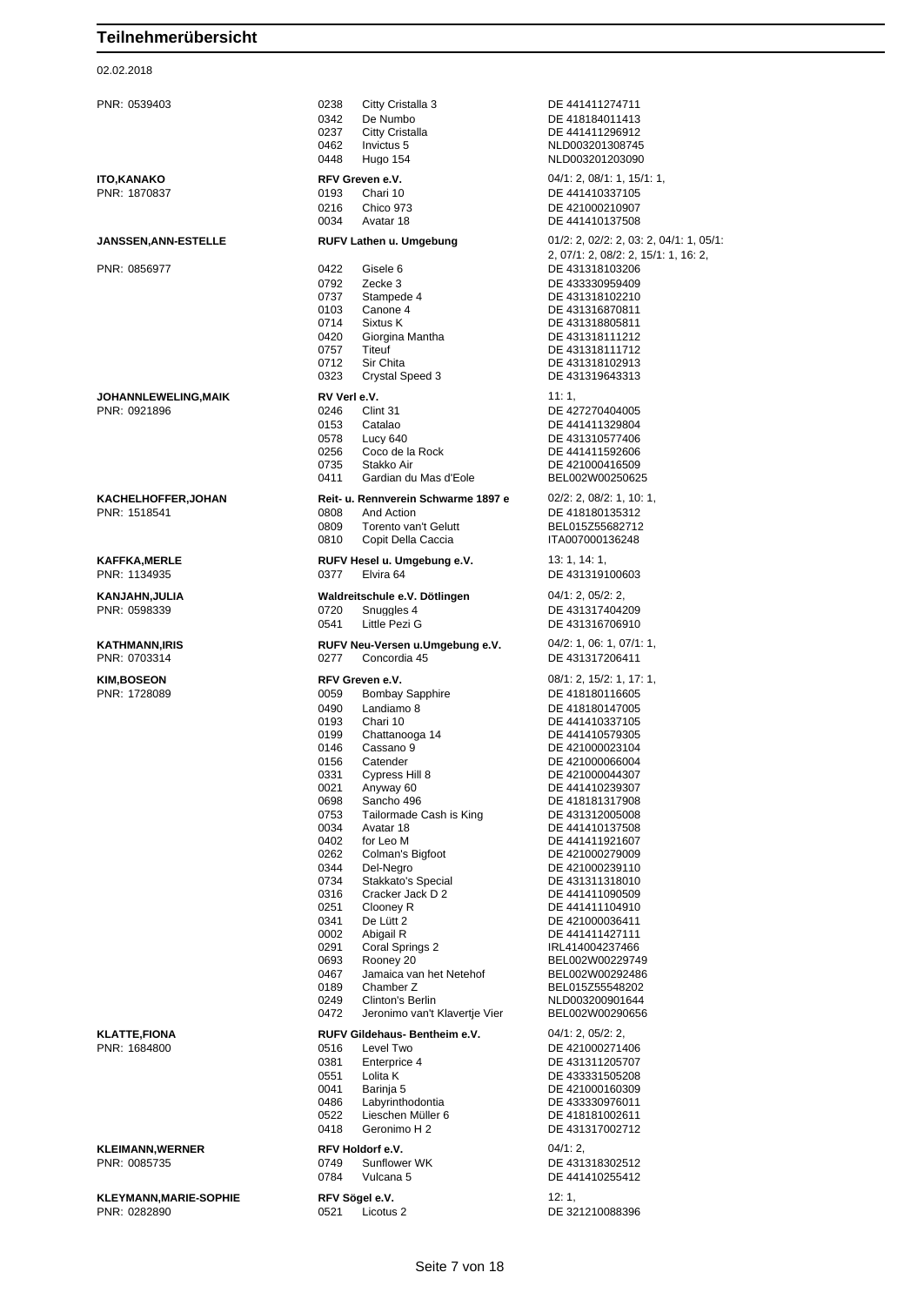## Teilnehmerübersicht

02.02.2018

| Teilnehmer | Nr. | Pferd / Verein | Lebensnummer / Prüfungen |
|---|---|---|---|
| PNR: 0539403 | 0238 | Citty Cristalla 3 | DE 441411274711 |
| | 0342 | De Numbo | DE 418184011413 |
| | 0237 | Citty Cristalla | DE 441411296912 |
| | 0462 | Invictus 5 | NLD003201308745 |
| | 0448 | Hugo 154 | NLD003201203090 |
| **ITO,KANAKO** | | **RFV Greven e.V.** | 04/1: 2, 08/1: 1, 15/1: 1, |
| PNR: 1870837 | 0193 | Chari 10 | DE 441410337105 |
| | 0216 | Chico 973 | DE 421000210907 |
| | 0034 | Avatar 18 | DE 441410137508 |
| **JANSSEN,ANN-ESTELLE** | | **RUFV Lathen u. Umgebung** | 01/2: 2, 02/2: 2, 03: 2, 04/1: 1, 05/1: 2, 07/1: 2, 08/2: 2, 15/1: 1, 16: 2, |
| PNR: 0856977 | 0422 | Gisele 6 | DE 431318103206 |
| | 0792 | Zecke 3 | DE 433330959409 |
| | 0737 | Stampede 4 | DE 431318102210 |
| | 0103 | Canone 4 | DE 431316870811 |
| | 0714 | Sixtus K | DE 431318805811 |
| | 0420 | Giorgina Mantha | DE 431318111212 |
| | 0757 | Titeuf | DE 431318111712 |
| | 0712 | Sir Chita | DE 431318102913 |
| | 0323 | Crystal Speed 3 | DE 431319643313 |
| **JOHANNLEWELING,MAIK** | | **RV Verl e.V.** | 11: 1, |
| PNR: 0921896 | 0246 | Clint 31 | DE 427270404005 |
| | 0153 | Catalao | DE 441411329804 |
| | 0578 | Lucy 640 | DE 431310577406 |
| | 0256 | Coco de la Rock | DE 441411592606 |
| | 0735 | Stakko Air | DE 421000416509 |
| | 0411 | Gardian du Mas d'Eole | BEL002W00250625 |
| **KACHELHOFFER,JOHAN** | | **Reit- u. Rennverein Schwarme 1897 e** | 02/2: 2, 08/2: 1, 10: 1, |
| PNR: 1518541 | 0808 | And Action | DE 418180135312 |
| | 0809 | Torento van't Gelutt | BEL015Z55682712 |
| | 0810 | Copit Della Caccia | ITA007000136248 |
| **KAFFKA,MERLE** | | **RUFV Hesel u. Umgebung e.V.** | 13: 1, 14: 1, |
| PNR: 1134935 | 0377 | Elvira 64 | DE 431319100603 |
| **KANJAHN,JULIA** | | **Waldreitschule e.V. Dötlingen** | 04/1: 2, 05/2: 2, |
| PNR: 0598339 | 0720 | Snuggles 4 | DE 431317404209 |
| | 0541 | Little Pezi G | DE 431316706910 |
| **KATHMANN,IRIS** | | **RUFV Neu-Versen u.Umgebung e.V.** | 04/2: 1, 06: 1, 07/1: 1, |
| PNR: 0703314 | 0277 | Concordia 45 | DE 431317206411 |
| **KIM,BOSEON** | | **RFV Greven e.V.** | 08/1: 2, 15/2: 1, 17: 1, |
| PNR: 1728089 | 0059 | Bombay Sapphire | DE 418180116605 |
| | 0490 | Landiamo 8 | DE 418180147005 |
| | 0193 | Chari 10 | DE 441410337105 |
| | 0199 | Chattanooga 14 | DE 441410579305 |
| | 0146 | Cassano 9 | DE 421000023104 |
| | 0156 | Catender | DE 421000066004 |
| | 0331 | Cypress Hill 8 | DE 421000044307 |
| | 0021 | Anyway 60 | DE 441410239307 |
| | 0698 | Sancho 496 | DE 418181317908 |
| | 0753 | Tailormade Cash is King | DE 431312005008 |
| | 0034 | Avatar 18 | DE 441410137508 |
| | 0402 | for Leo M | DE 441411921607 |
| | 0262 | Colman's Bigfoot | DE 421000279009 |
| | 0344 | Del-Negro | DE 421000239110 |
| | 0734 | Stakkato's Special | DE 431311318010 |
| | 0316 | Cracker Jack D 2 | DE 441411090509 |
| | 0251 | Clooney R | DE 441411104910 |
| | 0341 | De Lütt 2 | DE 421000036411 |
| | 0002 | Abigail R | DE 441411427111 |
| | 0291 | Coral Springs 2 | IRL414004237466 |
| | 0693 | Rooney 20 | BEL002W00229749 |
| | 0467 | Jamaica van het Netehof | BEL002W00292486 |
| | 0189 | Chamber Z | BEL015Z55548202 |
| | 0249 | Clinton's Berlin | NLD003200901644 |
| | 0472 | Jeronimo van't Klavertje Vier | BEL002W00290656 |
| **KLATTE,FIONA** | | **RUFV Gildehaus- Bentheim e.V.** | 04/1: 2, 05/2: 2, |
| PNR: 1684800 | 0516 | Level Two | DE 421000271406 |
| | 0381 | Enterprice 4 | DE 431311205707 |
| | 0551 | Lolita K | DE 433331505208 |
| | 0041 | Barinja 5 | DE 421000160309 |
| | 0486 | Labyrinthodontia | DE 433330976011 |
| | 0522 | Lieschen Müller 6 | DE 418181002611 |
| | 0418 | Geronimo H 2 | DE 431317002712 |
| **KLEIMANN,WERNER** | | **RFV Holdorf e.V.** | 04/1: 2, |
| PNR: 0085735 | 0749 | Sunflower WK | DE 431318302512 |
| | 0784 | Vulcana 5 | DE 441410255412 |
| **KLEYMANN,MARIE-SOPHIE** | | **RFV Sögel e.V.** | 12: 1, |
| PNR: 0282890 | 0521 | Licotus 2 | DE 321210088396 |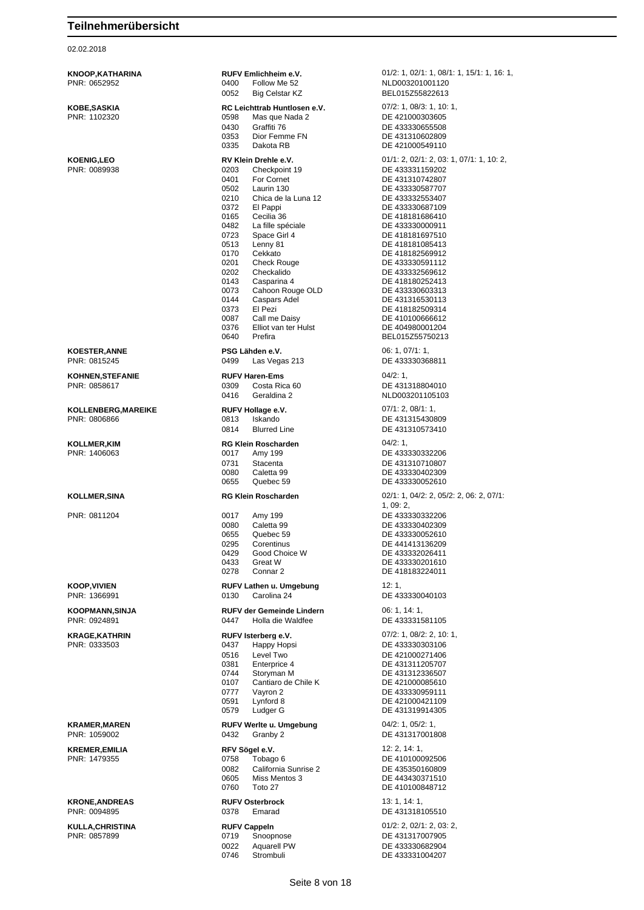# Teilnehmerübersicht

02.02.2018

| Teilnehmer | Verein / Pferd | Prüfungen / Lebensnummer |
|---|---|---|
| **KNOOP,KATHARINA** | **RUFV Emlichheim e.V.** | 01/2: 1, 02/1: 1, 08/1: 1, 15/1: 1, 16: 1, |
| PNR: 0652952 | 0400 Follow Me 52 | NLD003201001120 |
| | 0052 Big Celstar KZ | BEL015Z55822613 |
| **KOBE,SASKIA** | **RC Leichttrab Huntlosen e.V.** | 07/2: 1, 08/3: 1, 10: 1, |
| PNR: 1102320 | 0598 Mas que Nada 2 | DE 421000303605 |
| | 0430 Graffiti 76 | DE 433330655508 |
| | 0353 Dior Femme FN | DE 431310602809 |
| | 0335 Dakota RB | DE 421000549110 |
| **KOENIG,LEO** | **RV Klein Drehle e.V.** | 01/1: 2, 02/1: 2, 03: 1, 07/1: 1, 10: 2, |
| PNR: 0089938 | 0203 Checkpoint 19 | DE 433331159202 |
| | 0401 For Cornet | DE 431310742807 |
| | 0502 Laurin 130 | DE 433330587707 |
| | 0210 Chica de la Luna 12 | DE 433332553407 |
| | 0372 El Pappi | DE 433330687109 |
| | 0165 Cecilia 36 | DE 418181686410 |
| | 0482 La fille spéciale | DE 433330000911 |
| | 0723 Space Girl 4 | DE 418181697510 |
| | 0513 Lenny 81 | DE 418181085413 |
| | 0170 Cekkato | DE 418182569912 |
| | 0201 Check Rouge | DE 433330591112 |
| | 0202 Checkalido | DE 433332569612 |
| | 0143 Casparina 4 | DE 418180252413 |
| | 0073 Cahoon Rouge OLD | DE 433330603313 |
| | 0144 Caspars Adel | DE 431316530113 |
| | 0373 El Pezi | DE 418182509314 |
| | 0087 Call me Daisy | DE 410100666612 |
| | 0376 Elliot van ter Hulst | DE 404980001204 |
| | 0640 Prefira | BEL015Z55750213 |
| **KOESTER,ANNE** | **PSG Lähden e.V.** | 06: 1, 07/1: 1, |
| PNR: 0815245 | 0499 Las Vegas 213 | DE 433330368811 |
| **KOHNEN,STEFANIE** | **RUFV Haren-Ems** | 04/2: 1, |
| PNR: 0858617 | 0309 Costa Rica 60 | DE 431318804010 |
| | 0416 Geraldina 2 | NLD003201105103 |
| **KOLLENBERG,MAREIKE** | **RUFV Hollage e.V.** | 07/1: 2, 08/1: 1, |
| PNR: 0806866 | 0813 Iskando | DE 431315430809 |
| | 0814 Blurred Line | DE 431310573410 |
| **KOLLMER,KIM** | **RG Klein Roscharden** | 04/2: 1, |
| PNR: 1406063 | 0017 Amy 199 | DE 433330332206 |
| | 0731 Stacenta | DE 431310710807 |
| | 0080 Caletta 99 | DE 433330402309 |
| | 0655 Quebec 59 | DE 433330052610 |
| **KOLLMER,SINA** | **RG Klein Roscharden** | 02/1: 1, 04/2: 2, 05/2: 2, 06: 2, 07/1: 1, 09: 2, |
| PNR: 0811204 | 0017 Amy 199 | DE 433330332206 |
| | 0080 Caletta 99 | DE 433330402309 |
| | 0655 Quebec 59 | DE 433330052610 |
| | 0295 Corentinus | DE 441413136209 |
| | 0429 Good Choice W | DE 433332026411 |
| | 0433 Great W | DE 433330201610 |
| | 0278 Connar 2 | DE 418183224011 |
| **KOOP,VIVIEN** | **RUFV Lathen u. Umgebung** | 12: 1, |
| PNR: 1366991 | 0130 Carolina 24 | DE 433330040103 |
| **KOOPMANN,SINJA** | **RUFV der Gemeinde Lindern** | 06: 1, 14: 1, |
| PNR: 0924891 | 0447 Holla die Waldfee | DE 433331581105 |
| **KRAGE,KATHRIN** | **RUFV Isterberg e.V.** | 07/2: 1, 08/2: 2, 10: 1, |
| PNR: 0333503 | 0437 Happy Hopsi | DE 433330303106 |
| | 0516 Level Two | DE 421000271406 |
| | 0381 Enterprice 4 | DE 431311205707 |
| | 0744 Storyman M | DE 431312336507 |
| | 0107 Cantiaro de Chile K | DE 421000085610 |
| | 0777 Vayron 2 | DE 433330959111 |
| | 0591 Lynford 8 | DE 421000421109 |
| | 0579 Ludger G | DE 431319914305 |
| **KRAMER,MAREN** | **RUFV Werlte u. Umgebung** | 04/2: 1, 05/2: 1, |
| PNR: 1059002 | 0432 Granby 2 | DE 431317001808 |
| **KREMER,EMILIA** | **RFV Sögel e.V.** | 12: 2, 14: 1, |
| PNR: 1479355 | 0758 Tobago 6 | DE 410100092506 |
| | 0082 California Sunrise 2 | DE 435350160809 |
| | 0605 Miss Mentos 3 | DE 443430371510 |
| | 0760 Toto 27 | DE 410100848712 |
| **KRONE,ANDREAS** | **RUFV Osterbrock** | 13: 1, 14: 1, |
| PNR: 0094895 | 0378 Emarad | DE 431318105510 |
| **KULLA,CHRISTINA** | **RUFV Cappeln** | 01/2: 2, 02/1: 2, 03: 2, |
| PNR: 0857899 | 0719 Snoopnose | DE 431317007905 |
| | 0022 Aquarell PW | DE 433330682904 |
| | 0746 Strombuli | DE 433331004207 |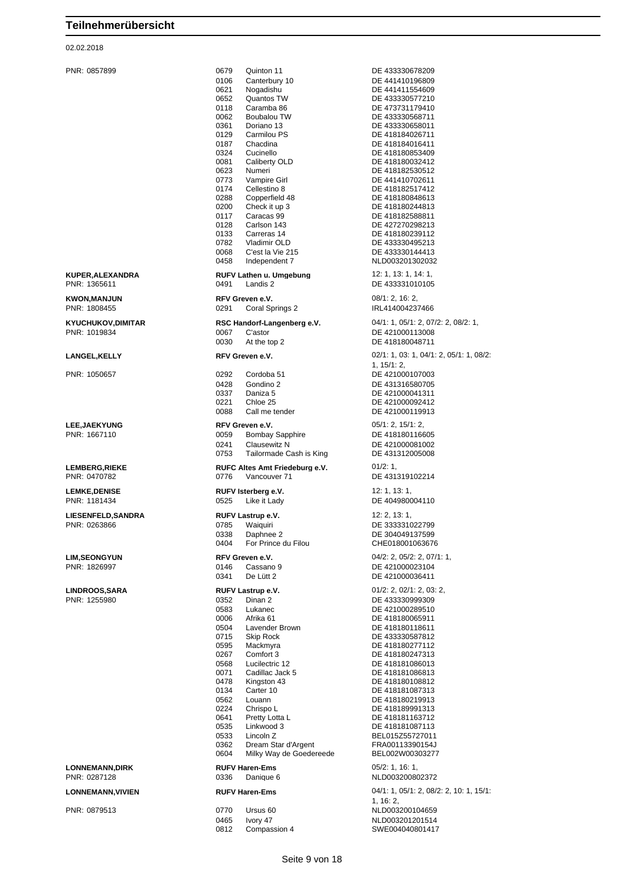# Teilnehmerübersicht

02.02.2018

| Reiter | Nr. | Pferd / Verein | Lebensnummer / Prüfungen |
|---|---|---|---|
| PNR: 0857899 | 0679 | Quinton 11 | DE 433330678209 |
| | 0106 | Canterbury 10 | DE 441410196809 |
| | 0621 | Nogadishu | DE 441411554609 |
| | 0652 | Quantos TW | DE 433330577210 |
| | 0118 | Caramba 86 | DE 473731179410 |
| | 0062 | Boubalou TW | DE 433330568711 |
| | 0361 | Doriano 13 | DE 433330658011 |
| | 0129 | Carmilou PS | DE 418184026711 |
| | 0187 | Chacdina | DE 418184016411 |
| | 0324 | Cucinello | DE 418180853409 |
| | 0081 | Caliberty OLD | DE 418180032412 |
| | 0623 | Numeri | DE 418182530512 |
| | 0773 | Vampire Girl | DE 441410702611 |
| | 0174 | Cellestino 8 | DE 418182517412 |
| | 0288 | Copperfield 48 | DE 418180848613 |
| | 0200 | Check it up 3 | DE 418180244813 |
| | 0117 | Caracas 99 | DE 418182588811 |
| | 0128 | Carlson 143 | DE 427270298213 |
| | 0133 | Carreras 14 | DE 418180239112 |
| | 0782 | Vladimir OLD | DE 433330495213 |
| | 0068 | C'est la Vie 215 | DE 433330144413 |
| | 0458 | Independent 7 | NLD003201302032 |
| **KUPER,ALEXANDRA** | | **RUFV Lathen u. Umgebung** | 12: 1, 13: 1, 14: 1, |
| PNR: 1365611 | 0491 | Landis 2 | DE 433331010105 |
| **KWON,MANJUN** | | **RFV Greven e.V.** | 08/1: 2, 16: 2, |
| PNR: 1808455 | 0291 | Coral Springs 2 | IRL414004237466 |
| **KYUCHUKOV,DIMITAR** | | **RSC Handorf-Langenberg e.V.** | 04/1: 1, 05/1: 2, 07/2: 2, 08/2: 1, |
| PNR: 1019834 | 0067 | C'astor | DE 421000113008 |
| | 0030 | At the top 2 | DE 418180048711 |
| **LANGEL,KELLY** | | **RFV Greven e.V.** | 02/1: 1, 03: 1, 04/1: 2, 05/1: 1, 08/2: 1, 15/1: 2, |
| PNR: 1050657 | 0292 | Cordoba 51 | DE 421000107003 |
| | 0428 | Gondino 2 | DE 431316580705 |
| | 0337 | Daniza 5 | DE 421000041311 |
| | 0221 | Chloe 25 | DE 421000092412 |
| | 0088 | Call me tender | DE 421000119913 |
| **LEE,JAEKYUNG** | | **RFV Greven e.V.** | 05/1: 2, 15/1: 2, |
| PNR: 1667110 | 0059 | Bombay Sapphire | DE 418180116605 |
| | 0241 | Clausewitz N | DE 421000081002 |
| | 0753 | Tailormade Cash is King | DE 431312005008 |
| **LEMBERG,RIEKE** | | **RUFC Altes Amt Friedeburg e.V.** | 01/2: 1, |
| PNR: 0470782 | 0776 | Vancouver 71 | DE 431319102214 |
| **LEMKE,DENISE** | | **RUFV Isterberg e.V.** | 12: 1, 13: 1, |
| PNR: 1181434 | 0525 | Like it Lady | DE 404980004110 |
| **LIESENFELD,SANDRA** | | **RUFV Lastrup e.V.** | 12: 2, 13: 1, |
| PNR: 0263866 | 0785 | Waiquiri | DE 333331022799 |
| | 0338 | Daphnee 2 | DE 304049137599 |
| | 0404 | For Prince du Filou | CHE018001063676 |
| **LIM,SEONGYUN** | | **RFV Greven e.V.** | 04/2: 2, 05/2: 2, 07/1: 1, |
| PNR: 1826997 | 0146 | Cassano 9 | DE 421000023104 |
| | 0341 | De Lütt 2 | DE 421000036411 |
| **LINDROOS,SARA** | | **RUFV Lastrup e.V.** | 01/2: 2, 02/1: 2, 03: 2, |
| PNR: 1255980 | 0352 | Dinan 2 | DE 433330999309 |
| | 0583 | Lukanec | DE 421000289510 |
| | 0006 | Afrika 61 | DE 418180065911 |
| | 0504 | Lavender Brown | DE 418180118611 |
| | 0715 | Skip Rock | DE 433330587812 |
| | 0595 | Mackmyra | DE 418180277112 |
| | 0267 | Comfort 3 | DE 418180247313 |
| | 0568 | Lucilectric 12 | DE 418181086013 |
| | 0071 | Cadillac Jack 5 | DE 418181086813 |
| | 0478 | Kingston 43 | DE 418180108812 |
| | 0134 | Carter 10 | DE 418181087313 |
| | 0562 | Louann | DE 418180219913 |
| | 0224 | Chrispo L | DE 418189991313 |
| | 0641 | Pretty Lotta L | DE 418181163712 |
| | 0535 | Linkwood 3 | DE 418181087113 |
| | 0533 | Lincoln Z | BEL015Z55727011 |
| | 0362 | Dream Star d'Argent | FRA00113390154J |
| | 0604 | Milky Way de Goedereede | BEL002W00303277 |
| **LONNEMANN,DIRK** | | **RUFV Haren-Ems** | 05/2: 1, 16: 1, |
| PNR: 0287128 | 0336 | Danique 6 | NLD003200802372 |
| **LONNEMANN,VIVIEN** | | **RUFV Haren-Ems** | 04/1: 1, 05/1: 2, 08/2: 2, 10: 1, 15/1: 1, 16: 2, |
| PNR: 0879513 | 0770 | Ursus 60 | NLD003200104659 |
| | 0465 | Ivory 47 | NLD003201201514 |
| | 0812 | Compassion 4 | SWE004040801417 |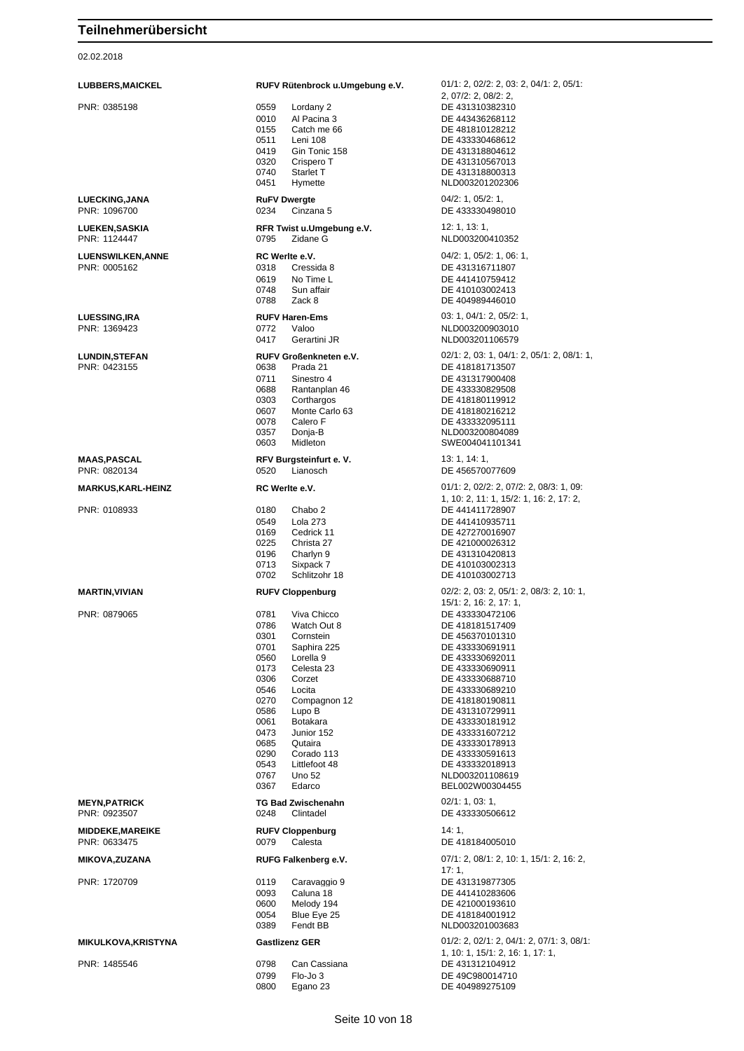# Teilnehmerübersicht

02.02.2018

**LUBBERS,MAICKEL** — PNR: 0385198
**RUFV Rütenbrock u.Umgebung e.V.**
01/1: 2, 02/2: 2, 03: 2, 04/1: 2, 05/1: 2, 07/2: 2, 08/2: 2,

| Nr. | Pferd | Lebensnummer |
|---|---|---|
| 0559 | Lordany 2 | DE 431310382310 |
| 0010 | Al Pacina 3 | DE 443436268112 |
| 0155 | Catch me 66 | DE 481810128212 |
| 0511 | Leni 108 | DE 433330468612 |
| 0419 | Gin Tonic 158 | DE 431318804612 |
| 0320 | Crispero T | DE 431310567013 |
| 0740 | Starlet T | DE 431318800313 |
| 0451 | Hymette | NLD003201202306 |

**LUECKING,JANA** — PNR: 1096700
**RuFV Dwergte**
04/2: 1, 05/2: 1,

| Nr. | Pferd | Lebensnummer |
|---|---|---|
| 0234 | Cinzana 5 | DE 433330498010 |

**LUEKEN,SASKIA** — PNR: 1124447
**RFR Twist u.Umgebung e.V.**
12: 1, 13: 1,

| Nr. | Pferd | Lebensnummer |
|---|---|---|
| 0795 | Zidane G | NLD003200410352 |

**LUENSWILKEN,ANNE** — PNR: 0005162
**RC Werlte e.V.**
04/2: 1, 05/2: 1, 06: 1,

| Nr. | Pferd | Lebensnummer |
|---|---|---|
| 0318 | Cressida 8 | DE 431316711807 |
| 0619 | No Time L | DE 441410759412 |
| 0748 | Sun affair | DE 410103002413 |
| 0788 | Zack 8 | DE 404989446010 |

**LUESSING,IRA** — PNR: 1369423
**RUFV Haren-Ems**
03: 1, 04/1: 2, 05/2: 1,

| Nr. | Pferd | Lebensnummer |
|---|---|---|
| 0772 | Valoo | NLD003200903010 |
| 0417 | Gerartini JR | NLD003201106579 |

**LUNDIN,STEFAN** — PNR: 0423155
**RUFV Großenkneten e.V.**
02/1: 2, 03: 1, 04/1: 2, 05/1: 2, 08/1: 1,

| Nr. | Pferd | Lebensnummer |
|---|---|---|
| 0638 | Prada 21 | DE 418181713507 |
| 0711 | Sinestro 4 | DE 431317900408 |
| 0688 | Rantanplan 46 | DE 433330829508 |
| 0303 | Corthargos | DE 418180119912 |
| 0607 | Monte Carlo 63 | DE 418180216212 |
| 0078 | Calero F | DE 433332095111 |
| 0357 | Donja-B | NLD003200804089 |
| 0603 | Midleton | SWE004041101341 |

**MAAS,PASCAL** — PNR: 0820134
**RFV Burgsteinfurt e. V.**
13: 1, 14: 1,

| Nr. | Pferd | Lebensnummer |
|---|---|---|
| 0520 | Lianosch | DE 456570077609 |

**MARKUS,KARL-HEINZ** — PNR: 0108933
**RC Werlte e.V.**
01/1: 2, 02/2: 2, 07/2: 2, 08/3: 1, 09: 1, 10: 2, 11: 1, 15/2: 1, 16: 2, 17: 2,

| Nr. | Pferd | Lebensnummer |
|---|---|---|
| 0180 | Chabo 2 | DE 441411728907 |
| 0549 | Lola 273 | DE 441410935711 |
| 0169 | Cedrick 11 | DE 427270016907 |
| 0225 | Christa 27 | DE 421000026312 |
| 0196 | Charlyn 9 | DE 431310420813 |
| 0713 | Sixpack 7 | DE 410103002313 |
| 0702 | Schlitzohr 18 | DE 410103002713 |

**MARTIN,VIVIAN** — PNR: 0879065
**RUFV Cloppenburg**
02/2: 2, 03: 2, 05/1: 2, 08/3: 2, 10: 1, 15/1: 2, 16: 2, 17: 1,

| Nr. | Pferd | Lebensnummer |
|---|---|---|
| 0781 | Viva Chicco | DE 433330472106 |
| 0786 | Watch Out 8 | DE 418181517409 |
| 0301 | Cornstein | DE 456370101310 |
| 0701 | Saphira 225 | DE 433330691911 |
| 0560 | Lorella 9 | DE 433330692011 |
| 0173 | Celesta 23 | DE 433330690911 |
| 0306 | Corzet | DE 433330688710 |
| 0546 | Locita | DE 433330689210 |
| 0270 | Compagnon 12 | DE 418180190811 |
| 0586 | Lupo B | DE 431310729911 |
| 0061 | Botakara | DE 433330181912 |
| 0473 | Junior 152 | DE 433331607212 |
| 0685 | Qutaira | DE 433330178913 |
| 0290 | Corado 113 | DE 433330591613 |
| 0543 | Littlefoot 48 | DE 433332018913 |
| 0767 | Uno 52 | NLD003201108619 |
| 0367 | Edarco | BEL002W00304455 |

**MEYN,PATRICK** — PNR: 0923507
**TG Bad Zwischenahn**
02/1: 1, 03: 1,

| Nr. | Pferd | Lebensnummer |
|---|---|---|
| 0248 | Clintadel | DE 433330506612 |

**MIDDEKE,MAREIKE** — PNR: 0633475
**RUFV Cloppenburg**
14: 1,

| Nr. | Pferd | Lebensnummer |
|---|---|---|
| 0079 | Calesta | DE 418184005010 |

**MIKOVA,ZUZANA** — PNR: 1720709
**RUFG Falkenberg e.V.**
07/1: 2, 08/1: 2, 10: 1, 15/1: 2, 16: 2, 17: 1,

| Nr. | Pferd | Lebensnummer |
|---|---|---|
| 0119 | Caravaggio 9 | DE 431319877305 |
| 0093 | Caluna 18 | DE 441410283606 |
| 0600 | Melody 194 | DE 421000193610 |
| 0054 | Blue Eye 25 | DE 418184001912 |
| 0389 | Fendt BB | NLD003201003683 |

**MIKULKOVA,KRISTYNA** — PNR: 1485546
**Gastlizenz GER**
01/2: 2, 02/1: 2, 04/1: 2, 07/1: 3, 08/1: 1, 10: 1, 15/1: 2, 16: 1, 17: 1,

| Nr. | Pferd | Lebensnummer |
|---|---|---|
| 0798 | Can Cassiana | DE 431312104912 |
| 0799 | Flo-Jo 3 | DE 49C980014710 |
| 0800 | Egano 23 | DE 404989275109 |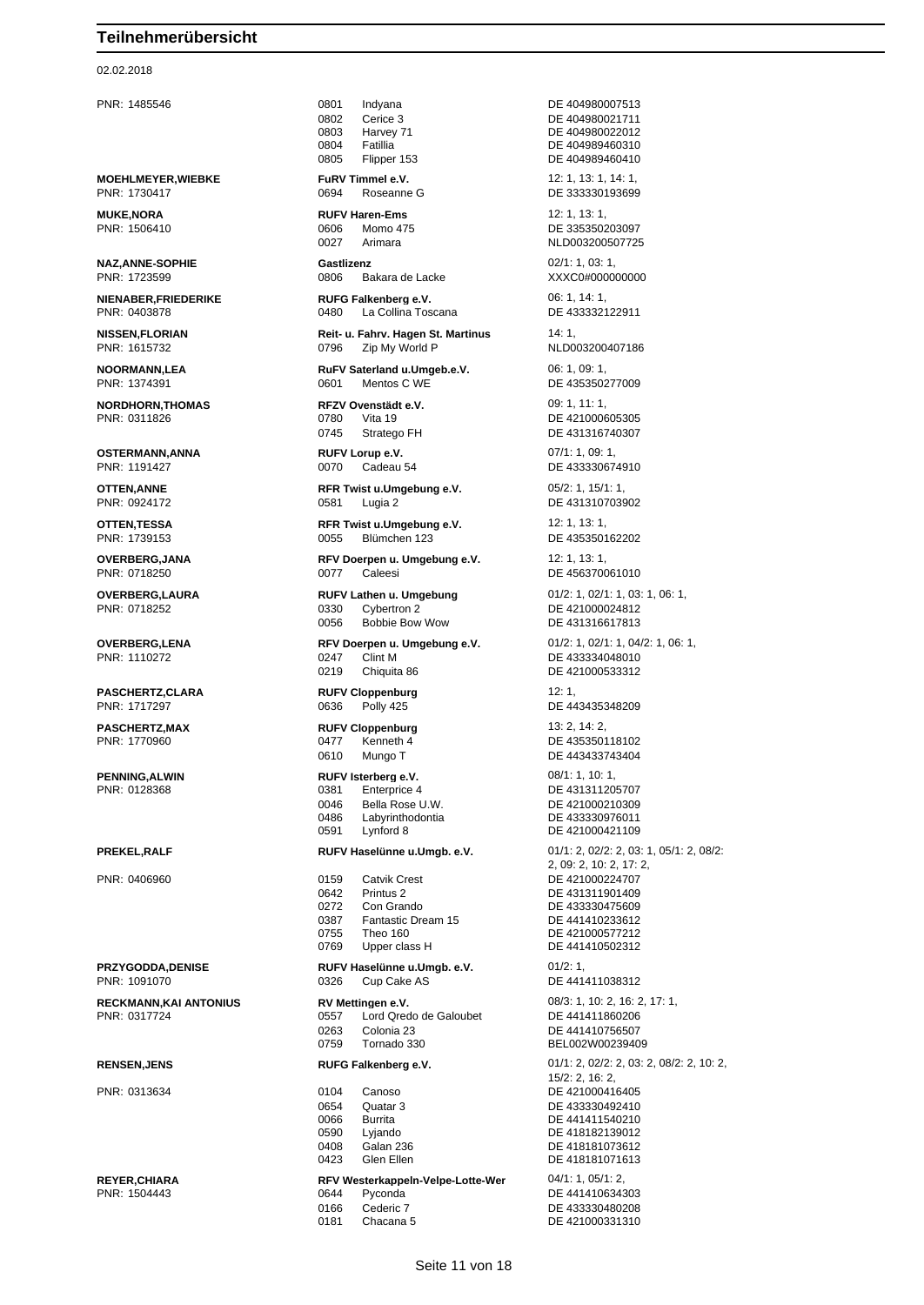# Teilnehmerübersicht

02.02.2018

| Teilnehmer | Verein / Pferd | Prüfungen / Lebensnummer |
|---|---|---|
| PNR: 1485546 | 0801 Indyana | DE 404980007513 |
| | 0802 Cerice 3 | DE 404980021711 |
| | 0803 Harvey 71 | DE 404980022012 |
| | 0804 Fatillia | DE 404989460310 |
| | 0805 Flipper 153 | DE 404989460410 |
| **MOEHLMEYER,WIEBKE** | **FuRV Timmel e.V.** | 12: 1, 13: 1, 14: 1, |
| PNR: 1730417 | 0694 Roseanne G | DE 333330193699 |
| **MUKE,NORA** | **RUFV Haren-Ems** | 12: 1, 13: 1, |
| PNR: 1506410 | 0606 Momo 475 | DE 335350203097 |
| | 0027 Arimara | NLD003200507725 |
| **NAZ,ANNE-SOPHIE** | **Gastlizenz** | 02/1: 1, 03: 1, |
| PNR: 1723599 | 0806 Bakara de Lacke | XXXC0#000000000 |
| **NIENABER,FRIEDERIKE** | **RUFG Falkenberg e.V.** | 06: 1, 14: 1, |
| PNR: 0403878 | 0480 La Collina Toscana | DE 433332122911 |
| **NISSEN,FLORIAN** | **Reit- u. Fahrv. Hagen St. Martinus** | 14: 1, |
| PNR: 1615732 | 0796 Zip My World P | NLD003200407186 |
| **NOORMANN,LEA** | **RuFV Saterland u.Umgeb.e.V.** | 06: 1, 09: 1, |
| PNR: 1374391 | 0601 Mentos C WE | DE 435350277009 |
| **NORDHORN,THOMAS** | **RFZV Ovenstädt e.V.** | 09: 1, 11: 1, |
| PNR: 0311826 | 0780 Vita 19 | DE 421000605305 |
| | 0745 Stratego FH | DE 431316740307 |
| **OSTERMANN,ANNA** | **RUFV Lorup e.V.** | 07/1: 1, 09: 1, |
| PNR: 1191427 | 0070 Cadeau 54 | DE 433330674910 |
| **OTTEN,ANNE** | **RFR Twist u.Umgebung e.V.** | 05/2: 1, 15/1: 1, |
| PNR: 0924172 | 0581 Lugia 2 | DE 431310703902 |
| **OTTEN,TESSA** | **RFR Twist u.Umgebung e.V.** | 12: 1, 13: 1, |
| PNR: 1739153 | 0055 Blümchen 123 | DE 435350162202 |
| **OVERBERG,JANA** | **RFV Doerpen u. Umgebung e.V.** | 12: 1, 13: 1, |
| PNR: 0718250 | 0077 Caleesi | DE 456370061010 |
| **OVERBERG,LAURA** | **RUFV Lathen u. Umgebung** | 01/2: 1, 02/1: 1, 03: 1, 06: 1, |
| PNR: 0718252 | 0330 Cybertron 2 | DE 421000024812 |
| | 0056 Bobbie Bow Wow | DE 431316617813 |
| **OVERBERG,LENA** | **RFV Doerpen u. Umgebung e.V.** | 01/2: 1, 02/1: 1, 04/2: 1, 06: 1, |
| PNR: 1110272 | 0247 Clint M | DE 433334048010 |
| | 0219 Chiquita 86 | DE 421000533312 |
| **PASCHERTZ,CLARA** | **RUFV Cloppenburg** | 12: 1, |
| PNR: 1717297 | 0636 Polly 425 | DE 443435348209 |
| **PASCHERTZ,MAX** | **RUFV Cloppenburg** | 13: 2, 14: 2, |
| PNR: 1770960 | 0477 Kenneth 4 | DE 435350118102 |
| | 0610 Mungo T | DE 443433743404 |
| **PENNING,ALWIN** | **RUFV Isterberg e.V.** | 08/1: 1, 10: 1, |
| PNR: 0128368 | 0381 Enterprice 4 | DE 431311205707 |
| | 0046 Bella Rose U.W. | DE 421000210309 |
| | 0486 Labyrinthodontia | DE 433330976011 |
| | 0591 Lynford 8 | DE 421000421109 |
| **PREKEL,RALF** | **RUFV Haselünne u.Umgb. e.V.** | 01/1: 2, 02/2: 2, 03: 1, 05/1: 2, 08/2: 2, 09: 2, 10: 2, 17: 2, |
| PNR: 0406960 | 0159 Catvik Crest | DE 421000224707 |
| | 0642 Printus 2 | DE 431311901409 |
| | 0272 Con Grando | DE 433330475609 |
| | 0387 Fantastic Dream 15 | DE 441410233612 |
| | 0755 Theo 160 | DE 421000577212 |
| | 0769 Upper class H | DE 441410502312 |
| **PRZYGODDA,DENISE** | **RUFV Haselünne u.Umgb. e.V.** | 01/2: 1, |
| PNR: 1091070 | 0326 Cup Cake AS | DE 441411038312 |
| **RECKMANN,KAI ANTONIUS** | **RV Mettingen e.V.** | 08/3: 1, 10: 2, 16: 2, 17: 1, |
| PNR: 0317724 | 0557 Lord Qredo de Galoubet | DE 441411860206 |
| | 0263 Colonia 23 | DE 441410756507 |
| | 0759 Tornado 330 | BEL002W00239409 |
| **RENSEN,JENS** | **RUFG Falkenberg e.V.** | 01/1: 2, 02/2: 2, 03: 2, 08/2: 2, 10: 2, 15/2: 2, 16: 2, |
| PNR: 0313634 | 0104 Canoso | DE 421000416405 |
| | 0654 Quatar 3 | DE 433330492410 |
| | 0066 Burrita | DE 441411540210 |
| | 0590 Lyjando | DE 418182139012 |
| | 0408 Galan 236 | DE 418181073612 |
| | 0423 Glen Ellen | DE 418181071613 |
| **REYER,CHIARA** | **RFV Westerkappeln-Velpe-Lotte-Wer** | 04/1: 1, 05/1: 2, |
| PNR: 1504443 | 0644 Pyconda | DE 441410634303 |
| | 0166 Cederic 7 | DE 433330480208 |
| | 0181 Chacana 5 | DE 421000331310 |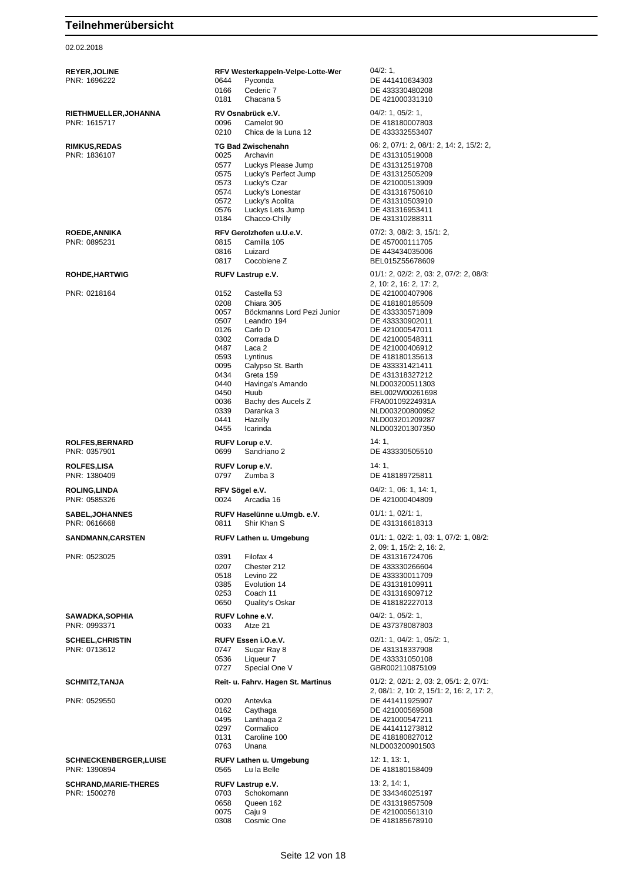# Teilnehmerübersicht

02.02.2018

| Teilnehmer | Nr. | Verein / Pferd | Prüfungen / Lebensnummer |
|---|---|---|---|
| **REYER,JOLINE** | | **RFV Westerkappeln-Velpe-Lotte-Wer** | 04/2: 1, |
| PNR: 1696222 | 0644 | Pyconda | DE 441410634303 |
| | 0166 | Cederic 7 | DE 433330480208 |
| | 0181 | Chacana 5 | DE 421000331310 |
| **RIETHMUELLER,JOHANNA** | | **RV Osnabrück e.V.** | 04/2: 1, 05/2: 1, |
| PNR: 1615717 | 0096 | Camelot 90 | DE 418180007803 |
| | 0210 | Chica de la Luna 12 | DE 433332553407 |
| **RIMKUS,REDAS** | | **TG Bad Zwischenahn** | 06: 2, 07/1: 2, 08/1: 2, 14: 2, 15/2: 2, |
| PNR: 1836107 | 0025 | Archavin | DE 431310519008 |
| | 0577 | Luckys Please Jump | DE 431312519708 |
| | 0575 | Lucky's Perfect Jump | DE 431312505209 |
| | 0573 | Lucky's Czar | DE 421000513909 |
| | 0574 | Lucky's Lonestar | DE 431316750610 |
| | 0572 | Lucky's Acolita | DE 431310503910 |
| | 0576 | Luckys Lets Jump | DE 431316953411 |
| | 0184 | Chacco-Chilly | DE 431310288311 |
| **ROEDE,ANNIKA** | | **RFV Gerolzhofen u.U.e.V.** | 07/2: 3, 08/2: 3, 15/1: 2, |
| PNR: 0895231 | 0815 | Camilla 105 | DE 457000111705 |
| | 0816 | Luizard | DE 443434035006 |
| | 0817 | Cocobiene Z | BEL015Z55678609 |
| **ROHDE,HARTWIG** | | **RUFV Lastrup e.V.** | 01/1: 2, 02/2: 2, 03: 2, 07/2: 2, 08/3: 2, 10: 2, 16: 2, 17: 2, |
| PNR: 0218164 | 0152 | Castella 53 | DE 421000407906 |
| | 0208 | Chiara 305 | DE 418180185509 |
| | 0057 | Böckmanns Lord Pezi Junior | DE 433330571809 |
| | 0507 | Leandro 194 | DE 433330902011 |
| | 0126 | Carlo D | DE 421000547011 |
| | 0302 | Corrada D | DE 421000548311 |
| | 0487 | Laca 2 | DE 421000406912 |
| | 0593 | Lyntinus | DE 418180135613 |
| | 0095 | Calypso St. Barth | DE 433331421411 |
| | 0434 | Greta 159 | DE 431318327212 |
| | 0440 | Havinga's Amando | NLD003200511303 |
| | 0450 | Huub | BEL002W00261698 |
| | 0036 | Bachy des Aucels Z | FRA00109224931A |
| | 0339 | Daranka 3 | NLD003200800952 |
| | 0441 | Hazelly | NLD003201209287 |
| | 0455 | Icarinda | NLD003201307350 |
| **ROLFES,BERNARD** | | **RUFV Lorup e.V.** | 14: 1, |
| PNR: 0357901 | 0699 | Sandriano 2 | DE 433330505510 |
| **ROLFES,LISA** | | **RUFV Lorup e.V.** | 14: 1, |
| PNR: 1380409 | 0797 | Zumba 3 | DE 418189725811 |
| **ROLING,LINDA** | | **RFV Sögel e.V.** | 04/2: 1, 06: 1, 14: 1, |
| PNR: 0585326 | 0024 | Arcadia 16 | DE 421000404809 |
| **SABEL,JOHANNES** | | **RUFV Haselünne u.Umgb. e.V.** | 01/1: 1, 02/1: 1, |
| PNR: 0616668 | 0811 | Shir Khan S | DE 431316618313 |
| **SANDMANN,CARSTEN** | | **RUFV Lathen u. Umgebung** | 01/1: 1, 02/2: 1, 03: 1, 07/2: 1, 08/2: 2, 09: 1, 15/2: 2, 16: 2, |
| PNR: 0523025 | 0391 | Filofax 4 | DE 431316724706 |
| | 0207 | Chester 212 | DE 433330266604 |
| | 0518 | Levino 22 | DE 433330011709 |
| | 0385 | Evolution 14 | DE 431318109911 |
| | 0253 | Coach 11 | DE 431316909712 |
| | 0650 | Quality's Oskar | DE 418182227013 |
| **SAWADKA,SOPHIA** | | **RUFV Lohne e.V.** | 04/2: 1, 05/2: 1, |
| PNR: 0993371 | 0033 | Atze 21 | DE 437378087803 |
| **SCHEEL,CHRISTIN** | | **RUFV Essen i.O.e.V.** | 02/1: 1, 04/2: 1, 05/2: 1, |
| PNR: 0713612 | 0747 | Sugar Ray 8 | DE 431318337908 |
| | 0536 | Liqueur 7 | DE 433331050108 |
| | 0727 | Special One V | GBR002110875109 |
| **SCHMITZ,TANJA** | | **Reit- u. Fahrv. Hagen St. Martinus** | 01/2: 2, 02/1: 2, 03: 2, 05/1: 2, 07/1: 2, 08/1: 2, 10: 2, 15/1: 2, 16: 2, 17: 2, |
| PNR: 0529550 | 0020 | Antevka | DE 441411925907 |
| | 0162 | Caythaga | DE 421000569508 |
| | 0495 | Lanthaga 2 | DE 421000547211 |
| | 0297 | Cormalico | DE 441411273812 |
| | 0131 | Caroline 100 | DE 418180827012 |
| | 0763 | Unana | NLD003200901503 |
| **SCHNECKENBERGER,LUISE** | | **RUFV Lathen u. Umgebung** | 12: 1, 13: 1, |
| PNR: 1390894 | 0565 | Lu la Belle | DE 418180158409 |
| **SCHRAND,MARIE-THERES** | | **RUFV Lastrup e.V.** | 13: 2, 14: 1, |
| PNR: 1500278 | 0703 | Schokomann | DE 334346025197 |
| | 0658 | Queen 162 | DE 431319857509 |
| | 0075 | Caju 9 | DE 421000561310 |
| | 0308 | Cosmic One | DE 418185678910 |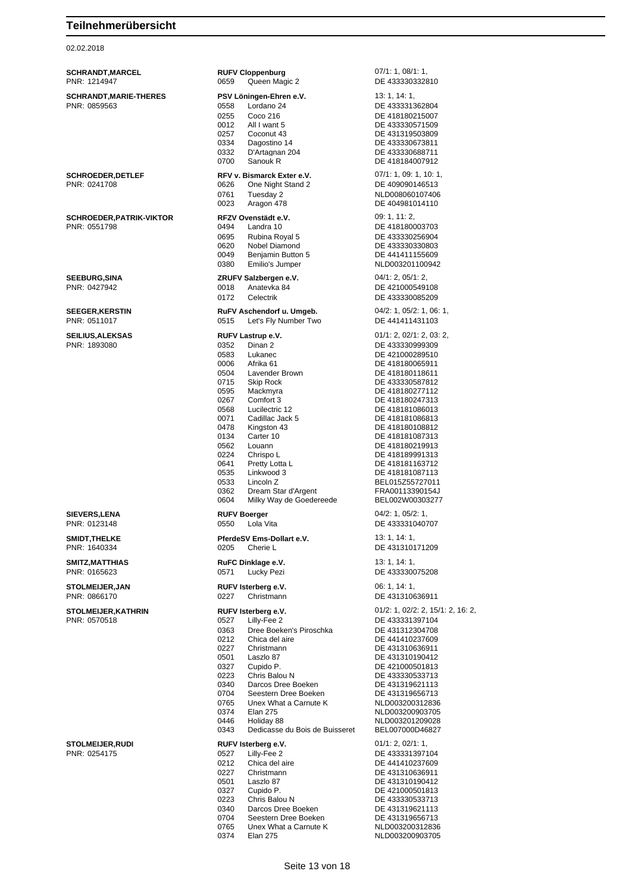# Teilnehmerübersicht

02.02.2018

| Teilnehmer | Verein / Nr. | Pferd | Prüfungen / Lebensnummer |
|---|---|---|---|
| **SCHRANDT,MARCEL** | **RUFV Cloppenburg** | | 07/1: 1, 08/1: 1, |
| PNR: 1214947 | 0659 | Queen Magic 2 | DE 433330332810 |
| **SCHRANDT,MARIE-THERES** | **PSV Löningen-Ehren e.V.** | | 13: 1, 14: 1, |
| PNR: 0859563 | 0558 | Lordano 24 | DE 433331362804 |
| | 0255 | Coco 216 | DE 418180215007 |
| | 0012 | All I want 5 | DE 433330571509 |
| | 0257 | Coconut 43 | DE 431319503809 |
| | 0334 | Dagostino 14 | DE 433330673811 |
| | 0332 | D'Artagnan 204 | DE 433330688711 |
| | 0700 | Sanouk R | DE 418184007912 |
| **SCHROEDER,DETLEF** | **RFV v. Bismarck Exter e.V.** | | 07/1: 1, 09: 1, 10: 1, |
| PNR: 0241708 | 0626 | One Night Stand 2 | DE 409090146513 |
| | 0761 | Tuesday 2 | NLD008060107406 |
| | 0023 | Aragon 478 | DE 404981014110 |
| **SCHROEDER,PATRIK-VIKTOR** | **RFZV Ovenstädt e.V.** | | 09: 1, 11: 2, |
| PNR: 0551798 | 0494 | Landra 10 | DE 418180003703 |
| | 0695 | Rubina Royal 5 | DE 433330256904 |
| | 0620 | Nobel Diamond | DE 433330330803 |
| | 0049 | Benjamin Button 5 | DE 441411155609 |
| | 0380 | Emilio's Jumper | NLD003201100942 |
| **SEEBURG,SINA** | **ZRUFV Salzbergen e.V.** | | 04/1: 2, 05/1: 2, |
| PNR: 0427942 | 0018 | Anatevka 84 | DE 421000549108 |
| | 0172 | Celectrik | DE 433330085209 |
| **SEEGER,KERSTIN** | **RuFV Aschendorf u. Umgeb.** | | 04/2: 1, 05/2: 1, 06: 1, |
| PNR: 0511017 | 0515 | Let's Fly Number Two | DE 441411431103 |
| **SEILIUS,ALEKSAS** | **RUFV Lastrup e.V.** | | 01/1: 2, 02/1: 2, 03: 2, |
| PNR: 1893080 | 0352 | Dinan 2 | DE 433330999309 |
| | 0583 | Lukanec | DE 421000289510 |
| | 0006 | Afrika 61 | DE 418180065911 |
| | 0504 | Lavender Brown | DE 418180118611 |
| | 0715 | Skip Rock | DE 433330587812 |
| | 0595 | Mackmyra | DE 418180277112 |
| | 0267 | Comfort 3 | DE 418180247313 |
| | 0568 | Lucilectric 12 | DE 418181086013 |
| | 0071 | Cadillac Jack 5 | DE 418181086813 |
| | 0478 | Kingston 43 | DE 418180108812 |
| | 0134 | Carter 10 | DE 418181087313 |
| | 0562 | Louann | DE 418180219913 |
| | 0224 | Chrispo L | DE 418189991313 |
| | 0641 | Pretty Lotta L | DE 418181163712 |
| | 0535 | Linkwood 3 | DE 418181087113 |
| | 0533 | Lincoln Z | BEL015Z55727011 |
| | 0362 | Dream Star d'Argent | FRA00113390154J |
| | 0604 | Milky Way de Goedereede | BEL002W00303277 |
| **SIEVERS,LENA** | **RUFV Boerger** | | 04/2: 1, 05/2: 1, |
| PNR: 0123148 | 0550 | Lola Vita | DE 433331040707 |
| **SMIDT,THELKE** | **PferdeSV Ems-Dollart e.V.** | | 13: 1, 14: 1, |
| PNR: 1640334 | 0205 | Cherie L | DE 431310171209 |
| **SMITZ,MATTHIAS** | **RuFC Dinklage e.V.** | | 13: 1, 14: 1, |
| PNR: 0165623 | 0571 | Lucky Pezi | DE 433330075208 |
| **STOLMEIJER,JAN** | **RUFV Isterberg e.V.** | | 06: 1, 14: 1, |
| PNR: 0866170 | 0227 | Christmann | DE 431310636911 |
| **STOLMEIJER,KATHRIN** | **RUFV Isterberg e.V.** | | 01/2: 1, 02/2: 2, 15/1: 2, 16: 2, |
| PNR: 0570518 | 0527 | Lilly-Fee 2 | DE 433331397104 |
| | 0363 | Dree Boeken's Piroschka | DE 431312304708 |
| | 0212 | Chica del aire | DE 441410237609 |
| | 0227 | Christmann | DE 431310636911 |
| | 0501 | Laszlo 87 | DE 431310190412 |
| | 0327 | Cupido P. | DE 421000501813 |
| | 0223 | Chris Balou N | DE 433330533713 |
| | 0340 | Darcos Dree Boeken | DE 431319621113 |
| | 0704 | Seestern Dree Boeken | DE 431319656713 |
| | 0765 | Unex What a Carnute K | NLD003200312836 |
| | 0374 | Elan 275 | NLD003200903705 |
| | 0446 | Holiday 88 | NLD003201209028 |
| | 0343 | Dedicasse du Bois de Buisseret | BEL007000D46827 |
| **STOLMEIJER,RUDI** | **RUFV Isterberg e.V.** | | 01/1: 2, 02/1: 1, |
| PNR: 0254175 | 0527 | Lilly-Fee 2 | DE 433331397104 |
| | 0212 | Chica del aire | DE 441410237609 |
| | 0227 | Christmann | DE 431310636911 |
| | 0501 | Laszlo 87 | DE 431310190412 |
| | 0327 | Cupido P. | DE 421000501813 |
| | 0223 | Chris Balou N | DE 433330533713 |
| | 0340 | Darcos Dree Boeken | DE 431319621113 |
| | 0704 | Seestern Dree Boeken | DE 431319656713 |
| | 0765 | Unex What a Carnute K | NLD003200312836 |
| | 0374 | Elan 275 | NLD003200903705 |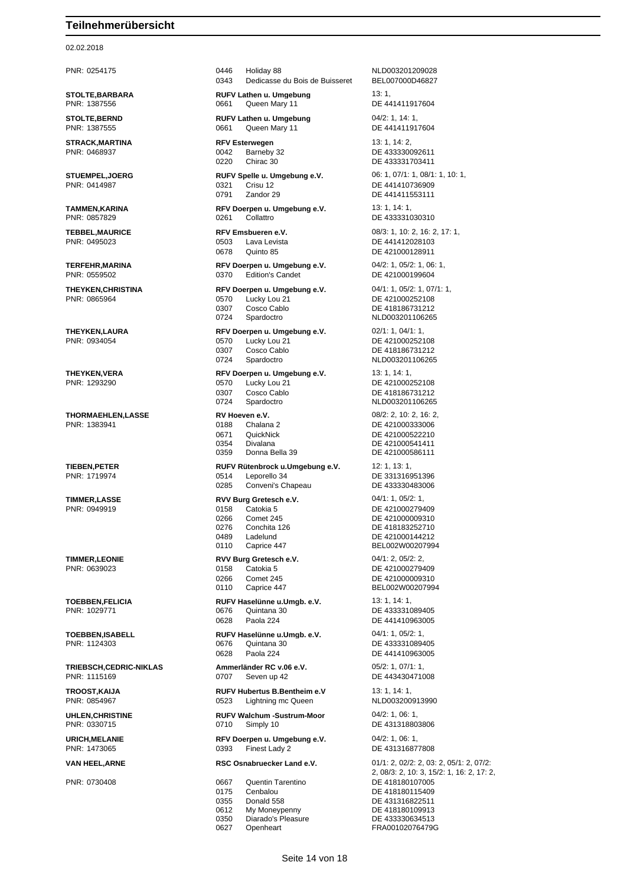# Teilnehmerübersicht

02.02.2018

| Teilnehmer | Verein / Pferd | Prüfungen / Lebensnummer |
|---|---|---|
| PNR: 0254175 | 0446 Holiday 88 | NLD003201209028 |
| | 0343 Dedicasse du Bois de Buisseret | BEL007000D46827 |
| **STOLTE,BARBARA** | **RUFV Lathen u. Umgebung** | 13: 1, |
| PNR: 1387556 | 0661 Queen Mary 11 | DE 441411917604 |
| **STOLTE,BERND** | **RUFV Lathen u. Umgebung** | 04/2: 1, 14: 1, |
| PNR: 1387555 | 0661 Queen Mary 11 | DE 441411917604 |
| **STRACK,MARTINA** | **RFV Esterwegen** | 13: 1, 14: 2, |
| PNR: 0468937 | 0042 Barneby 32 | DE 433330092611 |
| | 0220 Chirac 30 | DE 433331703411 |
| **STUEMPEL,JOERG** | **RUFV Spelle u. Umgebung e.V.** | 06: 1, 07/1: 1, 08/1: 1, 10: 1, |
| PNR: 0414987 | 0321 Crisu 12 | DE 441410736909 |
| | 0791 Zandor 29 | DE 441411553111 |
| **TAMMEN,KARINA** | **RFV Doerpen u. Umgebung e.V.** | 13: 1, 14: 1, |
| PNR: 0857829 | 0261 Collattro | DE 433331030310 |
| **TEBBEL,MAURICE** | **RFV Emsbueren e.V.** | 08/3: 1, 10: 2, 16: 2, 17: 1, |
| PNR: 0495023 | 0503 Lava Levista | DE 441412028103 |
| | 0678 Quinto 85 | DE 421000128911 |
| **TERFEHR,MARINA** | **RFV Doerpen u. Umgebung e.V.** | 04/2: 1, 05/2: 1, 06: 1, |
| PNR: 0559502 | 0370 Edition's Candet | DE 421000199604 |
| **THEYKEN,CHRISTINA** | **RFV Doerpen u. Umgebung e.V.** | 04/1: 1, 05/2: 1, 07/1: 1, |
| PNR: 0865964 | 0570 Lucky Lou 21 | DE 421000252108 |
| | 0307 Cosco Cablo | DE 418186731212 |
| | 0724 Spardoctro | NLD003201106265 |
| **THEYKEN,LAURA** | **RFV Doerpen u. Umgebung e.V.** | 02/1: 1, 04/1: 1, |
| PNR: 0934054 | 0570 Lucky Lou 21 | DE 421000252108 |
| | 0307 Cosco Cablo | DE 418186731212 |
| | 0724 Spardoctro | NLD003201106265 |
| **THEYKEN,VERA** | **RFV Doerpen u. Umgebung e.V.** | 13: 1, 14: 1, |
| PNR: 1293290 | 0570 Lucky Lou 21 | DE 421000252108 |
| | 0307 Cosco Cablo | DE 418186731212 |
| | 0724 Spardoctro | NLD003201106265 |
| **THORMAEHLEN,LASSE** | **RV Hoeven e.V.** | 08/2: 2, 10: 2, 16: 2, |
| PNR: 1383941 | 0188 Chalana 2 | DE 421000333006 |
| | 0671 QuickNick | DE 421000522210 |
| | 0354 Divalana | DE 421000541411 |
| | 0359 Donna Bella 39 | DE 421000586111 |
| **TIEBEN,PETER** | **RUFV Rütenbrock u.Umgebung e.V.** | 12: 1, 13: 1, |
| PNR: 1719974 | 0514 Leporello 34 | DE 331316951396 |
| | 0285 Conveni's Chapeau | DE 433330483006 |
| **TIMMER,LASSE** | **RVV Burg Gretesch e.V.** | 04/1: 1, 05/2: 1, |
| PNR: 0949919 | 0158 Catokia 5 | DE 421000279409 |
| | 0266 Comet 245 | DE 421000009310 |
| | 0276 Conchita 126 | DE 418183252710 |
| | 0489 Ladelund | DE 421000144212 |
| | 0110 Caprice 447 | BEL002W00207994 |
| **TIMMER,LEONIE** | **RVV Burg Gretesch e.V.** | 04/1: 2, 05/2: 2, |
| PNR: 0639023 | 0158 Catokia 5 | DE 421000279409 |
| | 0266 Comet 245 | DE 421000009310 |
| | 0110 Caprice 447 | BEL002W00207994 |
| **TOEBBEN,FELICIA** | **RUFV Haselünne u.Umgb. e.V.** | 13: 1, 14: 1, |
| PNR: 1029771 | 0676 Quintana 30 | DE 433331089405 |
| | 0628 Paola 224 | DE 441410963005 |
| **TOEBBEN,ISABELL** | **RUFV Haselünne u.Umgb. e.V.** | 04/1: 1, 05/2: 1, |
| PNR: 1124303 | 0676 Quintana 30 | DE 433331089405 |
| | 0628 Paola 224 | DE 441410963005 |
| **TRIEBSCH,CEDRIC-NIKLAS** | **Ammerländer RC v.06 e.V.** | 05/2: 1, 07/1: 1, |
| PNR: 1115169 | 0707 Seven up 42 | DE 443430471008 |
| **TROOST,KAIJA** | **RUFV Hubertus B.Bentheim e.V** | 13: 1, 14: 1, |
| PNR: 0854967 | 0523 Lightning mc Queen | NLD003200913990 |
| **UHLEN,CHRISTINE** | **RUFV Walchum -Sustrum-Moor** | 04/2: 1, 06: 1, |
| PNR: 0330715 | 0710 Simply 10 | DE 431318803806 |
| **URICH,MELANIE** | **RFV Doerpen u. Umgebung e.V.** | 04/2: 1, 06: 1, |
| PNR: 1473065 | 0393 Finest Lady 2 | DE 431316877808 |
| **VAN HEEL,ARNE** | **RSC Osnabruecker Land e.V.** | 01/1: 2, 02/2: 2, 03: 2, 05/1: 2, 07/2: 2, 08/3: 2, 10: 3, 15/2: 1, 16: 2, 17: 2, |
| PNR: 0730408 | 0667 Quentin Tarentino | DE 418180107005 |
| | 0175 Cenbalou | DE 418180115409 |
| | 0355 Donald 558 | DE 431316822511 |
| | 0612 My Moneypenny | DE 418180109913 |
| | 0350 Diarado's Pleasure | DE 433330634513 |
| | 0627 Openheart | FRA00102076479G |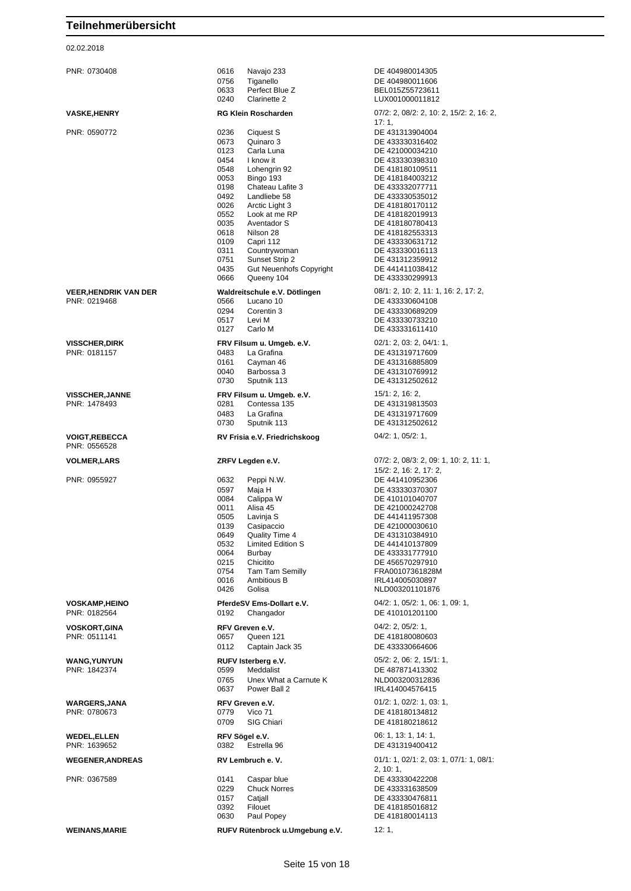# Teilnehmerübersicht

02.02.2018

| Reiter | Verein / Pferd | Prüfungen / Lebensnummer |
|---|---|---|
| PNR: 0730408 | 0616 Navajo 233 | DE 404980014305 |
| | 0756 Tiganello | DE 404980011606 |
| | 0633 Perfect Blue Z | BEL015Z55723611 |
| | 0240 Clarinette 2 | LUX001000011812 |
| **VASKE,HENRY** | **RG Klein Roscharden** | 07/2: 2, 08/2: 2, 10: 2, 15/2: 2, 16: 2, 17: 1, |
| PNR: 0590772 | 0236 Ciquest S | DE 431313904004 |
| | 0673 Quinaro 3 | DE 433330316402 |
| | 0123 Carla Luna | DE 421000034210 |
| | 0454 I know it | DE 433330398310 |
| | 0548 Lohengrin 92 | DE 418180109511 |
| | 0053 Bingo 193 | DE 418184003212 |
| | 0198 Chateau Lafite 3 | DE 433332077711 |
| | 0492 Landliebe 58 | DE 433330535012 |
| | 0026 Arctic Light 3 | DE 418180170112 |
| | 0552 Look at me RP | DE 418182019913 |
| | 0035 Aventador S | DE 418180780413 |
| | 0618 Nilson 28 | DE 418182553313 |
| | 0109 Capri 112 | DE 433330631712 |
| | 0311 Countrywoman | DE 433330016113 |
| | 0751 Sunset Strip 2 | DE 431312359912 |
| | 0435 Gut Neuenhofs Copyright | DE 441411038412 |
| | 0666 Queeny 104 | DE 433330299913 |
| **VEER,HENDRIK VAN DER** | **Waldreitschule e.V. Dötlingen** | 08/1: 2, 10: 2, 11: 1, 16: 2, 17: 2, |
| PNR: 0219468 | 0566 Lucano 10 | DE 433330604108 |
| | 0294 Corentin 3 | DE 433330689209 |
| | 0517 Levi M | DE 433330733210 |
| | 0127 Carlo M | DE 433331611410 |
| **VISSCHER,DIRK** | **FRV Filsum u. Umgeb. e.V.** | 02/1: 2, 03: 2, 04/1: 1, |
| PNR: 0181157 | 0483 La Grafina | DE 431319717609 |
| | 0161 Cayman 46 | DE 431316885809 |
| | 0040 Barbossa 3 | DE 431310769912 |
| | 0730 Sputnik 113 | DE 431312502612 |
| **VISSCHER,JANNE** | **FRV Filsum u. Umgeb. e.V.** | 15/1: 2, 16: 2, |
| PNR: 1478493 | 0281 Contessa 135 | DE 431319813503 |
| | 0483 La Grafina | DE 431319717609 |
| | 0730 Sputnik 113 | DE 431312502612 |
| **VOIGT,REBECCA** | **RV Frisia e.V. Friedrichskoog** | 04/2: 1, 05/2: 1, |
| PNR: 0556528 | | |
| **VOLMER,LARS** | **ZRFV Legden e.V.** | 07/2: 2, 08/3: 2, 09: 1, 10: 2, 11: 1, 15/2: 2, 16: 2, 17: 2, |
| PNR: 0955927 | 0632 Peppi N.W. | DE 441410952306 |
| | 0597 Maja H | DE 433330370307 |
| | 0084 Calippa W | DE 410101040707 |
| | 0011 Alisa 45 | DE 421000242708 |
| | 0505 Lavinja S | DE 441411957308 |
| | 0139 Casipaccio | DE 421000030610 |
| | 0649 Quality Time 4 | DE 431310384910 |
| | 0532 Limited Edition S | DE 441410137809 |
| | 0064 Burbay | DE 433331777910 |
| | 0215 Chicitito | DE 456570297910 |
| | 0754 Tam Tam Semilly | FRA00107361828M |
| | 0016 Ambitious B | IRL414005030897 |
| | 0426 Golisa | NLD003201101876 |
| **VOSKAMP,HEINO** | **PferdeSV Ems-Dollart e.V.** | 04/2: 1, 05/2: 1, 06: 1, 09: 1, |
| PNR: 0182564 | 0192 Changador | DE 410101201100 |
| **VOSKORT,GINA** | **RFV Greven e.V.** | 04/2: 2, 05/2: 1, |
| PNR: 0511141 | 0657 Queen 121 | DE 418180080603 |
| | 0112 Captain Jack 35 | DE 433330664606 |
| **WANG,YUNYUN** | **RUFV Isterberg e.V.** | 05/2: 2, 06: 2, 15/1: 1, |
| PNR: 1842374 | 0599 Meddalist | DE 487871413302 |
| | 0765 Unex What a Carnute K | NLD003200312836 |
| | 0637 Power Ball 2 | IRL414004576415 |
| **WARGERS,JANA** | **RFV Greven e.V.** | 01/2: 1, 02/2: 1, 03: 1, |
| PNR: 0780673 | 0779 Vico 71 | DE 418180134812 |
| | 0709 SIG Chiari | DE 418180218612 |
| **WEDEL,ELLEN** | **RFV Sögel e.V.** | 06: 1, 13: 1, 14: 1, |
| PNR: 1639652 | 0382 Estrella 96 | DE 431319400412 |
| **WEGENER,ANDREAS** | **RV Lembruch e. V.** | 01/1: 1, 02/1: 2, 03: 1, 07/1: 1, 08/1: 2, 10: 1, |
| PNR: 0367589 | 0141 Caspar blue | DE 433330422208 |
| | 0229 Chuck Norres | DE 433331638509 |
| | 0157 Catjall | DE 433330476811 |
| | 0392 Filouet | DE 418185016812 |
| | 0630 Paul Popey | DE 418180014113 |
| **WEINANS,MARIE** | **RUFV Rütenbrock u.Umgebung e.V.** | 12: 1, |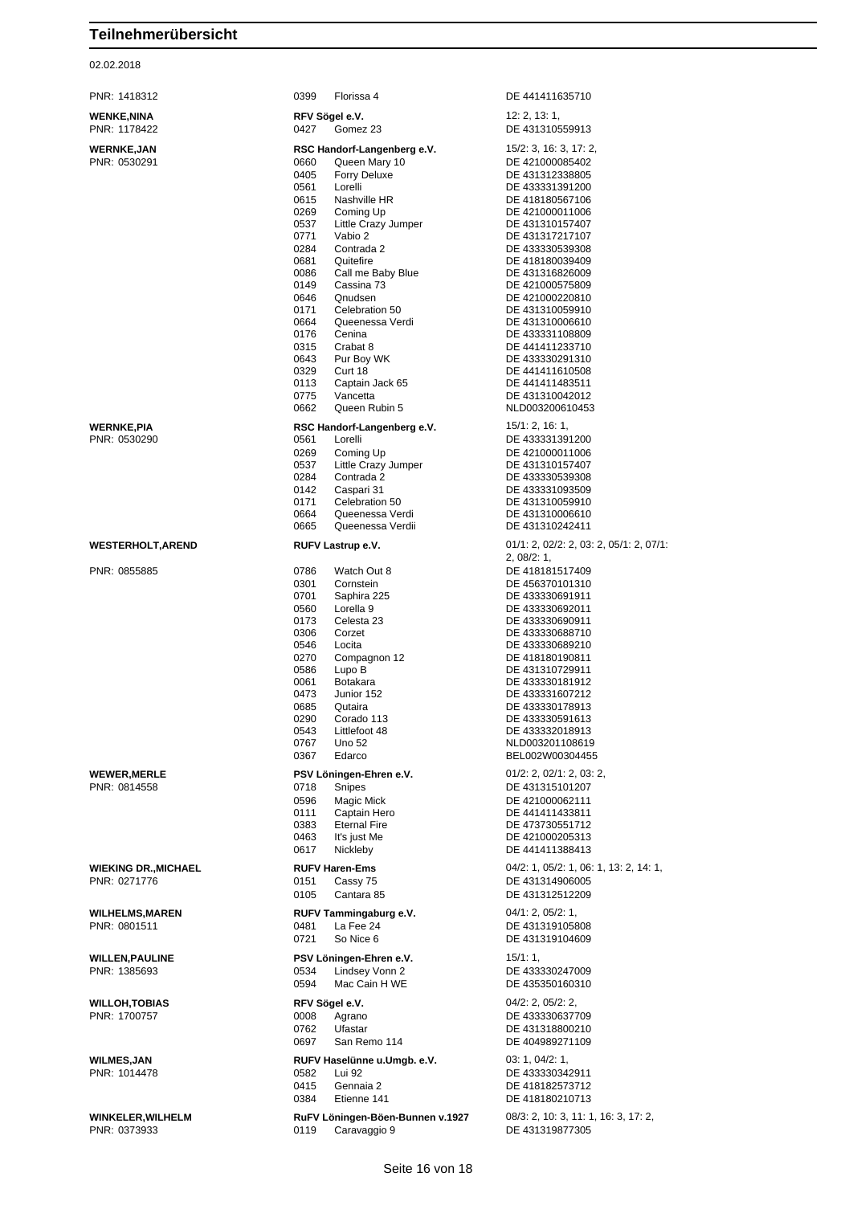# Teilnehmerübersicht

02.02.2018

| Teilnehmer | Verein / Nr. | Pferd | Prüfungen / Lebensnummer |
|---|---|---|---|
| PNR: 1418312 | 0399 | Florissa 4 | DE 441411635710 |
| **WENKE,NINA** | **RFV Sögel e.V.** | | 12: 2, 13: 1, |
| PNR: 1178422 | 0427 | Gomez 23 | DE 431310559913 |
| **WERNKE,JAN** | **RSC Handorf-Langenberg e.V.** | | 15/2: 3, 16: 3, 17: 2, |
| PNR: 0530291 | 0660 | Queen Mary 10 | DE 421000085402 |
| | 0405 | Forry Deluxe | DE 431312338805 |
| | 0561 | Lorelli | DE 433331391200 |
| | 0615 | Nashville HR | DE 418180567106 |
| | 0269 | Coming Up | DE 421000011006 |
| | 0537 | Little Crazy Jumper | DE 431310157407 |
| | 0771 | Vabio 2 | DE 431317217107 |
| | 0284 | Contrada 2 | DE 433330539308 |
| | 0681 | Quitefire | DE 418180039409 |
| | 0086 | Call me Baby Blue | DE 431316826009 |
| | 0149 | Cassina 73 | DE 421000575809 |
| | 0646 | Qnudsen | DE 421000220810 |
| | 0171 | Celebration 50 | DE 431310059910 |
| | 0664 | Queenessa Verdi | DE 431310006610 |
| | 0176 | Cenina | DE 433331108809 |
| | 0315 | Crabat 8 | DE 441411233710 |
| | 0643 | Pur Boy WK | DE 433330291310 |
| | 0329 | Curt 18 | DE 441411610508 |
| | 0113 | Captain Jack 65 | DE 441411483511 |
| | 0775 | Vancetta | DE 431310042012 |
| | 0662 | Queen Rubin 5 | NLD003200610453 |
| **WERNKE,PIA** | **RSC Handorf-Langenberg e.V.** | | 15/1: 2, 16: 1, |
| PNR: 0530290 | 0561 | Lorelli | DE 433331391200 |
| | 0269 | Coming Up | DE 421000011006 |
| | 0537 | Little Crazy Jumper | DE 431310157407 |
| | 0284 | Contrada 2 | DE 433330539308 |
| | 0142 | Caspari 31 | DE 433331093509 |
| | 0171 | Celebration 50 | DE 431310059910 |
| | 0664 | Queenessa Verdi | DE 431310006610 |
| | 0665 | Queenessa Verdii | DE 431310242411 |
| **WESTERHOLT,AREND** | **RUFV Lastrup e.V.** | | 01/1: 2, 02/2: 2, 03: 2, 05/1: 2, 07/1: 2, 08/2: 1, |
| PNR: 0855885 | 0786 | Watch Out 8 | DE 418181517409 |
| | 0301 | Cornstein | DE 456370101310 |
| | 0701 | Saphira 225 | DE 433330691911 |
| | 0560 | Lorella 9 | DE 433330692011 |
| | 0173 | Celesta 23 | DE 433330690911 |
| | 0306 | Corzet | DE 433330688710 |
| | 0546 | Locita | DE 433330689210 |
| | 0270 | Compagnon 12 | DE 418180190811 |
| | 0586 | Lupo B | DE 431310729911 |
| | 0061 | Botakara | DE 433330181912 |
| | 0473 | Junior 152 | DE 433331607212 |
| | 0685 | Qutaira | DE 433330178913 |
| | 0290 | Corado 113 | DE 433330591613 |
| | 0543 | Littlefoot 48 | DE 433332018913 |
| | 0767 | Uno 52 | NLD003201108619 |
| | 0367 | Edarco | BEL002W00304455 |
| **WEWER,MERLE** | **PSV Löningen-Ehren e.V.** | | 01/2: 2, 02/1: 2, 03: 2, |
| PNR: 0814558 | 0718 | Snipes | DE 431315101207 |
| | 0596 | Magic Mick | DE 421000062111 |
| | 0111 | Captain Hero | DE 441411433811 |
| | 0383 | Eternal Fire | DE 473730551712 |
| | 0463 | It's just Me | DE 421000205313 |
| | 0617 | Nickleby | DE 441411388413 |
| **WIEKING DR.,MICHAEL** | **RUFV Haren-Ems** | | 04/2: 1, 05/2: 1, 06: 1, 13: 2, 14: 1, |
| PNR: 0271776 | 0151 | Cassy 75 | DE 431314906005 |
| | 0105 | Cantara 85 | DE 431312512209 |
| **WILHELMS,MAREN** | **RUFV Tammingaburg e.V.** | | 04/1: 2, 05/2: 1, |
| PNR: 0801511 | 0481 | La Fee 24 | DE 431319105808 |
| | 0721 | So Nice 6 | DE 431319104609 |
| **WILLEN,PAULINE** | **PSV Löningen-Ehren e.V.** | | 15/1: 1, |
| PNR: 1385693 | 0534 | Lindsey Vonn 2 | DE 433330247009 |
| | 0594 | Mac Cain H WE | DE 435350160310 |
| **WILLOH,TOBIAS** | **RFV Sögel e.V.** | | 04/2: 2, 05/2: 2, |
| PNR: 1700757 | 0008 | Agrano | DE 433330637709 |
| | 0762 | Ufastar | DE 431318800210 |
| | 0697 | San Remo 114 | DE 404989271109 |
| **WILMES,JAN** | **RUFV Haselünne u.Umgb. e.V.** | | 03: 1, 04/2: 1, |
| PNR: 1014478 | 0582 | Lui 92 | DE 433330342911 |
| | 0415 | Gennaia 2 | DE 418182573712 |
| | 0384 | Etienne 141 | DE 418180210713 |
| **WINKELER,WILHELM** | **RuFV Löningen-Böen-Bunnen v.1927** | | 08/3: 2, 10: 3, 11: 1, 16: 3, 17: 2, |
| PNR: 0373933 | 0119 | Caravaggio 9 | DE 431319877305 |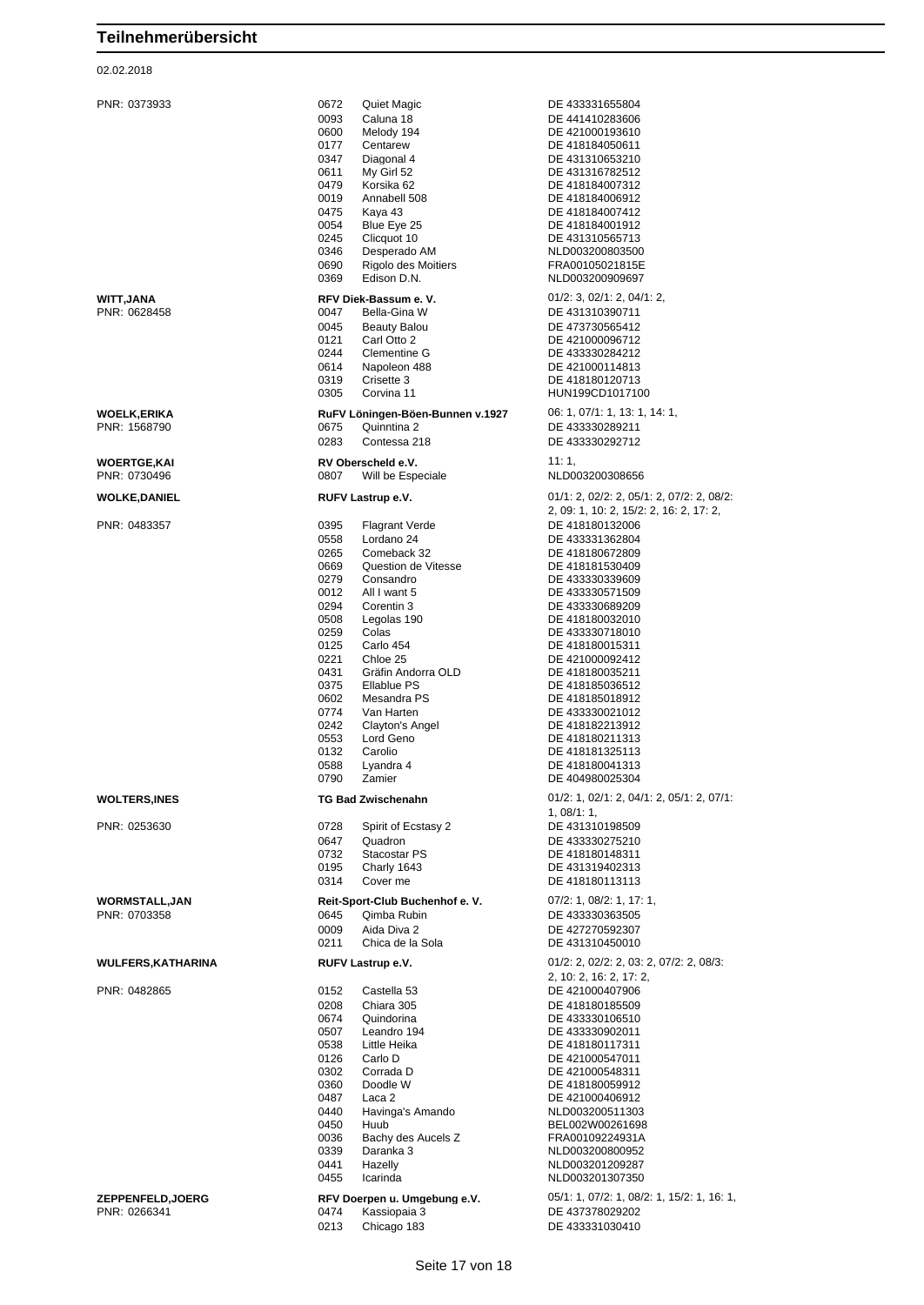# Teilnehmerübersicht

02.02.2018

| Teilnehmer | Verein / Nr. | Pferd | Lebensnr. / Prüfungen |
|---|---|---|---|
| PNR: 0373933 | 0672 | Quiet Magic | DE 433331655804 |
| | 0093 | Caluna 18 | DE 441410283606 |
| | 0600 | Melody 194 | DE 421000193610 |
| | 0177 | Centarew | DE 418184050611 |
| | 0347 | Diagonal 4 | DE 431310653210 |
| | 0611 | My Girl 52 | DE 431316782512 |
| | 0479 | Korsika 62 | DE 418184007312 |
| | 0019 | Annabell 508 | DE 418184006912 |
| | 0475 | Kaya 43 | DE 418184007412 |
| | 0054 | Blue Eye 25 | DE 418184001912 |
| | 0245 | Clicquot 10 | DE 431310565713 |
| | 0346 | Desperado AM | NLD003200803500 |
| | 0690 | Rigolo des Moitiers | FRA00105021815E |
| | 0369 | Edison D.N. | NLD003200909697 |
| **WITT,JANA** | **RFV Diek-Bassum e. V.** | | 01/2: 3, 02/1: 2, 04/1: 2, |
| PNR: 0628458 | 0047 | Bella-Gina W | DE 431310390711 |
| | 0045 | Beauty Balou | DE 473730565412 |
| | 0121 | Carl Otto 2 | DE 421000096712 |
| | 0244 | Clementine G | DE 433330284212 |
| | 0614 | Napoleon 488 | DE 421000114813 |
| | 0319 | Crisette 3 | DE 418180120713 |
| | 0305 | Corvina 11 | HUN199CD1017100 |
| **WOELK,ERIKA** | **RuFV Löningen-Böen-Bunnen v.1927** | | 06: 1, 07/1: 1, 13: 1, 14: 1, |
| PNR: 1568790 | 0675 | Quinntina 2 | DE 433330289211 |
| | 0283 | Contessa 218 | DE 433330292712 |
| **WOERTGE,KAI** | **RV Oberscheld e.V.** | | 11: 1, |
| PNR: 0730496 | 0807 | Will be Especiale | NLD003200308656 |
| **WOLKE,DANIEL** | **RUFV Lastrup e.V.** | | 01/1: 2, 02/2: 2, 05/1: 2, 07/2: 2, 08/2: 2, 09: 1, 10: 2, 15/2: 2, 16: 2, 17: 2, |
| PNR: 0483357 | 0395 | Flagrant Verde | DE 418180132006 |
| | 0558 | Lordano 24 | DE 433331362804 |
| | 0265 | Comeback 32 | DE 418180672809 |
| | 0669 | Question de Vitesse | DE 418181530409 |
| | 0279 | Consandro | DE 433330339609 |
| | 0012 | All I want 5 | DE 433330571509 |
| | 0294 | Corentin 3 | DE 433330689209 |
| | 0508 | Legolas 190 | DE 418180032010 |
| | 0259 | Colas | DE 433330718010 |
| | 0125 | Carlo 454 | DE 418180015311 |
| | 0221 | Chloe 25 | DE 421000092412 |
| | 0431 | Gräfin Andorra OLD | DE 418180035211 |
| | 0375 | Ellablue PS | DE 418185036512 |
| | 0602 | Mesandra PS | DE 418185018912 |
| | 0774 | Van Harten | DE 433330021012 |
| | 0242 | Clayton's Angel | DE 418182213912 |
| | 0553 | Lord Geno | DE 418180211313 |
| | 0132 | Carolio | DE 418181325113 |
| | 0588 | Lyandra 4 | DE 418180041313 |
| | 0790 | Zamier | DE 404980025304 |
| **WOLTERS,INES** | **TG Bad Zwischenahn** | | 01/2: 1, 02/1: 2, 04/1: 2, 05/1: 2, 07/1: 1, 08/1: 1, |
| PNR: 0253630 | 0728 | Spirit of Ecstasy 2 | DE 431310198509 |
| | 0647 | Quadron | DE 433330275210 |
| | 0732 | Stacostar PS | DE 418180148311 |
| | 0195 | Charly 1643 | DE 431319402313 |
| | 0314 | Cover me | DE 418180113113 |
| **WORMSTALL,JAN** | **Reit-Sport-Club Buchenhof e. V.** | | 07/2: 1, 08/2: 1, 17: 1, |
| PNR: 0703358 | 0645 | Qimba Rubin | DE 433330363505 |
| | 0009 | Aida Diva 2 | DE 427270592307 |
| | 0211 | Chica de la Sola | DE 431310450010 |
| **WULFERS,KATHARINA** | **RUFV Lastrup e.V.** | | 01/2: 2, 02/2: 2, 03: 2, 07/2: 2, 08/3: 2, 10: 2, 16: 2, 17: 2, |
| PNR: 0482865 | 0152 | Castella 53 | DE 421000407906 |
| | 0208 | Chiara 305 | DE 418180185509 |
| | 0674 | Quindorina | DE 433330106510 |
| | 0507 | Leandro 194 | DE 433330902011 |
| | 0538 | Little Heika | DE 418180117311 |
| | 0126 | Carlo D | DE 421000547011 |
| | 0302 | Corrada D | DE 421000548311 |
| | 0360 | Doodle W | DE 418180059912 |
| | 0487 | Laca 2 | DE 421000406912 |
| | 0440 | Havinga's Amando | NLD003200511303 |
| | 0450 | Huub | BEL002W00261698 |
| | 0036 | Bachy des Aucels Z | FRA00109224931A |
| | 0339 | Daranka 3 | NLD003200800952 |
| | 0441 | Hazelly | NLD003201209287 |
| | 0455 | Icarinda | NLD003201307350 |
| **ZEPPENFELD,JOERG** | **RFV Doerpen u. Umgebung e.V.** | | 05/1: 1, 07/2: 1, 08/2: 1, 15/2: 1, 16: 1, |
| PNR: 0266341 | 0474 | Kassiopaia 3 | DE 437378029202 |
| | 0213 | Chicago 183 | DE 433331030410 |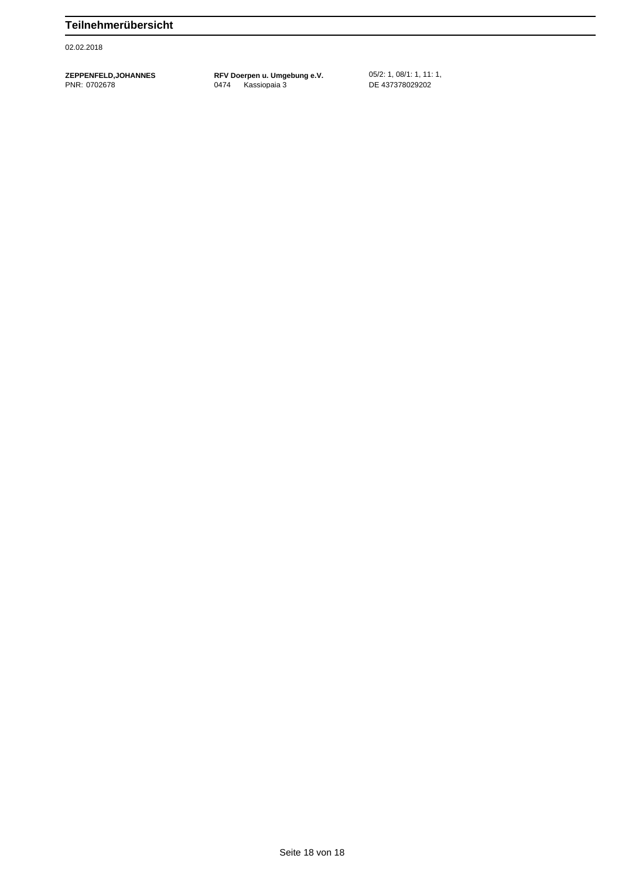## Teilnehmerübersicht

02.02.2018

| | | |
|---|---|---|
| **ZEPPENFELD,JOHANNES**<br>PNR: 0702678 | **RFV Doerpen u. Umgebung e.V.**<br>0474 Kassiopaia 3 | 05/2: 1, 08/1: 1, 11: 1,<br>DE 437378029202 |